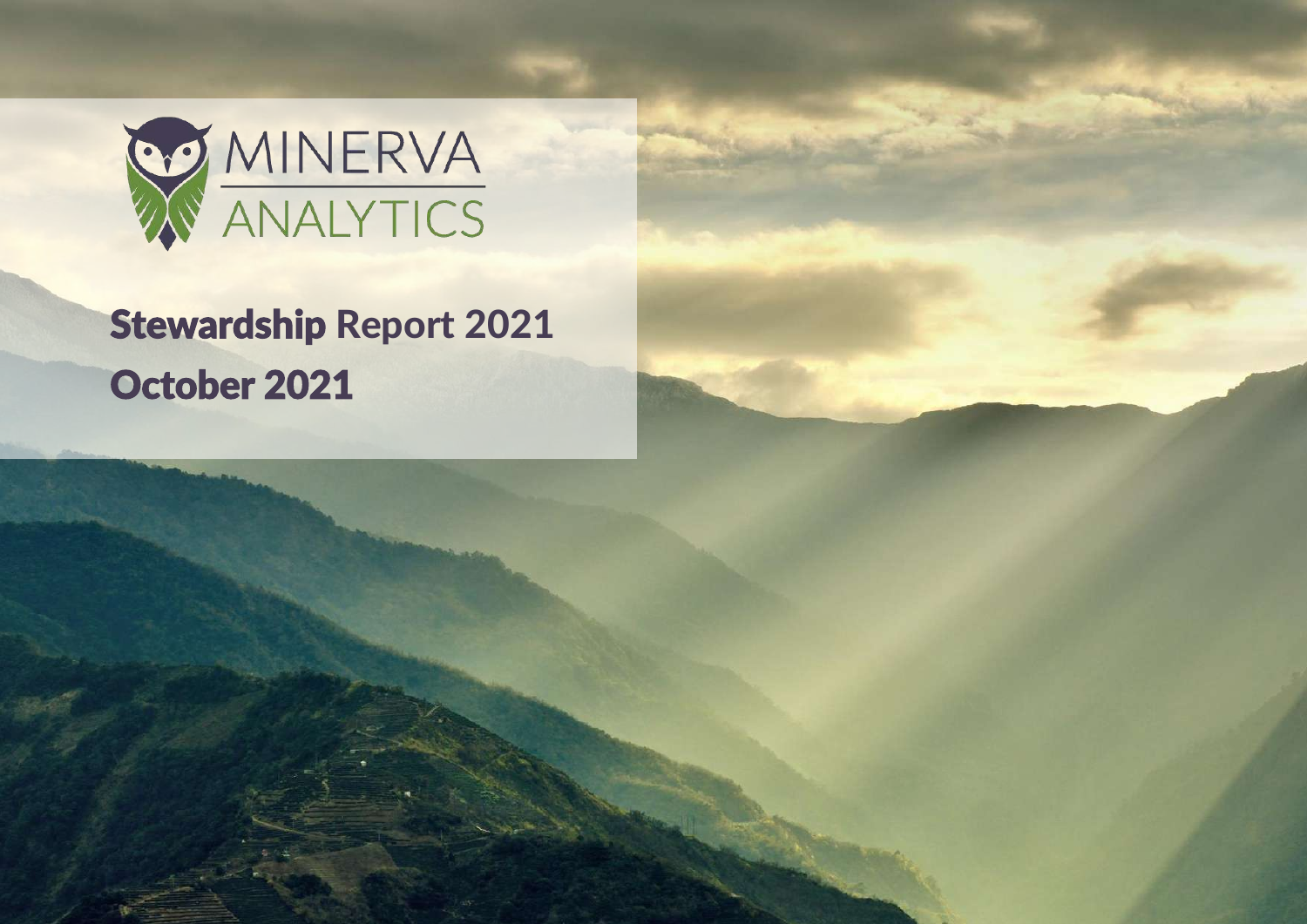MINERVA ANALYTICS

# Stewardship Report 2021

## October 2021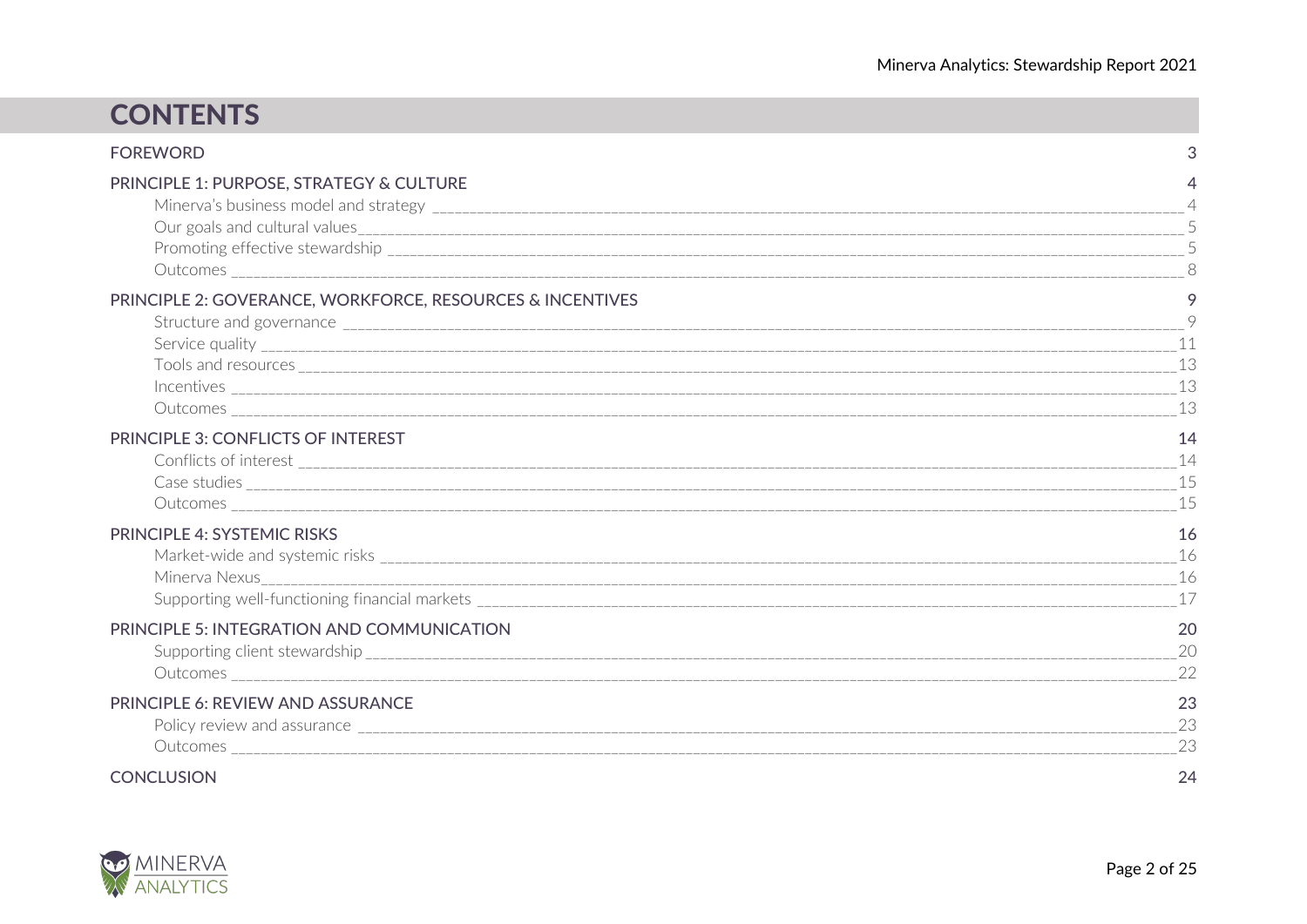# CONTENTS

| | |
|---|---|
| **FOREWORD** | **3** |
| **PRINCIPLE 1: PURPOSE, STRATEGY & CULTURE** | **4** |
| Minerva's business model and strategy | 4 |
| Our goals and cultural values | 5 |
| Promoting effective stewardship | 5 |
| Outcomes | 8 |
| **PRINCIPLE 2: GOVERANCE, WORKFORCE, RESOURCES & INCENTIVES** | **9** |
| Structure and governance | 9 |
| Service quality | 11 |
| Tools and resources | 13 |
| Incentives | 13 |
| Outcomes | 13 |
| **PRINCIPLE 3: CONFLICTS OF INTEREST** | **14** |
| Conflicts of interest | 14 |
| Case studies | 15 |
| Outcomes | 15 |
| **PRINCIPLE 4: SYSTEMIC RISKS** | **16** |
| Market-wide and systemic risks | 16 |
| Minerva Nexus | 16 |
| Supporting well-functioning financial markets | 17 |
| **PRINCIPLE 5: INTEGRATION AND COMMUNICATION** | **20** |
| Supporting client stewardship | 20 |
| Outcomes | 22 |
| **PRINCIPLE 6: REVIEW AND ASSURANCE** | **23** |
| Policy review and assurance | 23 |
| Outcomes | 23 |
| **CONCLUSION** | **24** |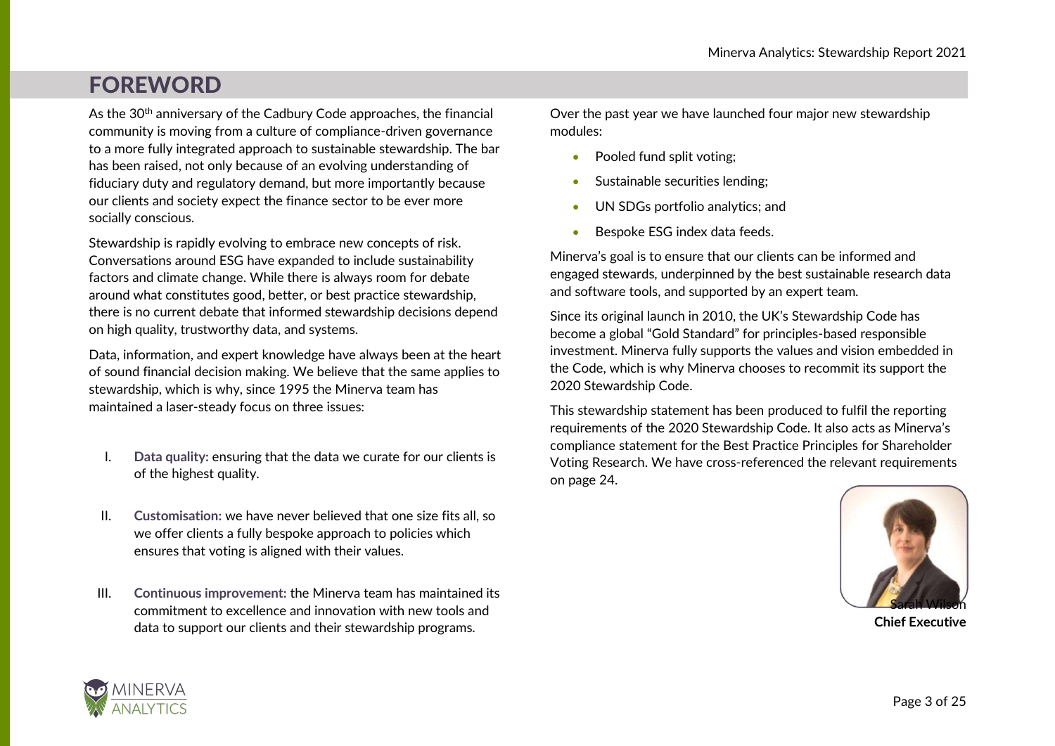# FOREWORD

As the 30th anniversary of the Cadbury Code approaches, the financial community is moving from a culture of compliance-driven governance to a more fully integrated approach to sustainable stewardship. The bar has been raised, not only because of an evolving understanding of fiduciary duty and regulatory demand, but more importantly because our clients and society expect the finance sector to be ever more socially conscious.

Stewardship is rapidly evolving to embrace new concepts of risk. Conversations around ESG have expanded to include sustainability factors and climate change. While there is always room for debate around what constitutes good, better, or best practice stewardship, there is no current debate that informed stewardship decisions depend on high quality, trustworthy data, and systems.

Data, information, and expert knowledge have always been at the heart of sound financial decision making. We believe that the same applies to stewardship, which is why, since 1995 the Minerva team has maintained a laser-steady focus on three issues:

I. **Data quality:** ensuring that the data we curate for our clients is of the highest quality.

II. **Customisation:** we have never believed that one size fits all, so we offer clients a fully bespoke approach to policies which ensures that voting is aligned with their values.

III. **Continuous improvement:** the Minerva team has maintained its commitment to excellence and innovation with new tools and data to support our clients and their stewardship programs.

Over the past year we have launched four major new stewardship modules:

- Pooled fund split voting;
- Sustainable securities lending;
- UN SDGs portfolio analytics; and
- Bespoke ESG index data feeds.

Minerva's goal is to ensure that our clients can be informed and engaged stewards, underpinned by the best sustainable research data and software tools, and supported by an expert team.

Since its original launch in 2010, the UK's Stewardship Code has become a global "Gold Standard" for principles-based responsible investment. Minerva fully supports the values and vision embedded in the Code, which is why Minerva chooses to recommit its support the 2020 Stewardship Code.

This stewardship statement has been produced to fulfil the reporting requirements of the 2020 Stewardship Code. It also acts as Minerva's compliance statement for the Best Practice Principles for Shareholder Voting Research. We have cross-referenced the relevant requirements on page 24.

Sarah Wilson
**Chief Executive**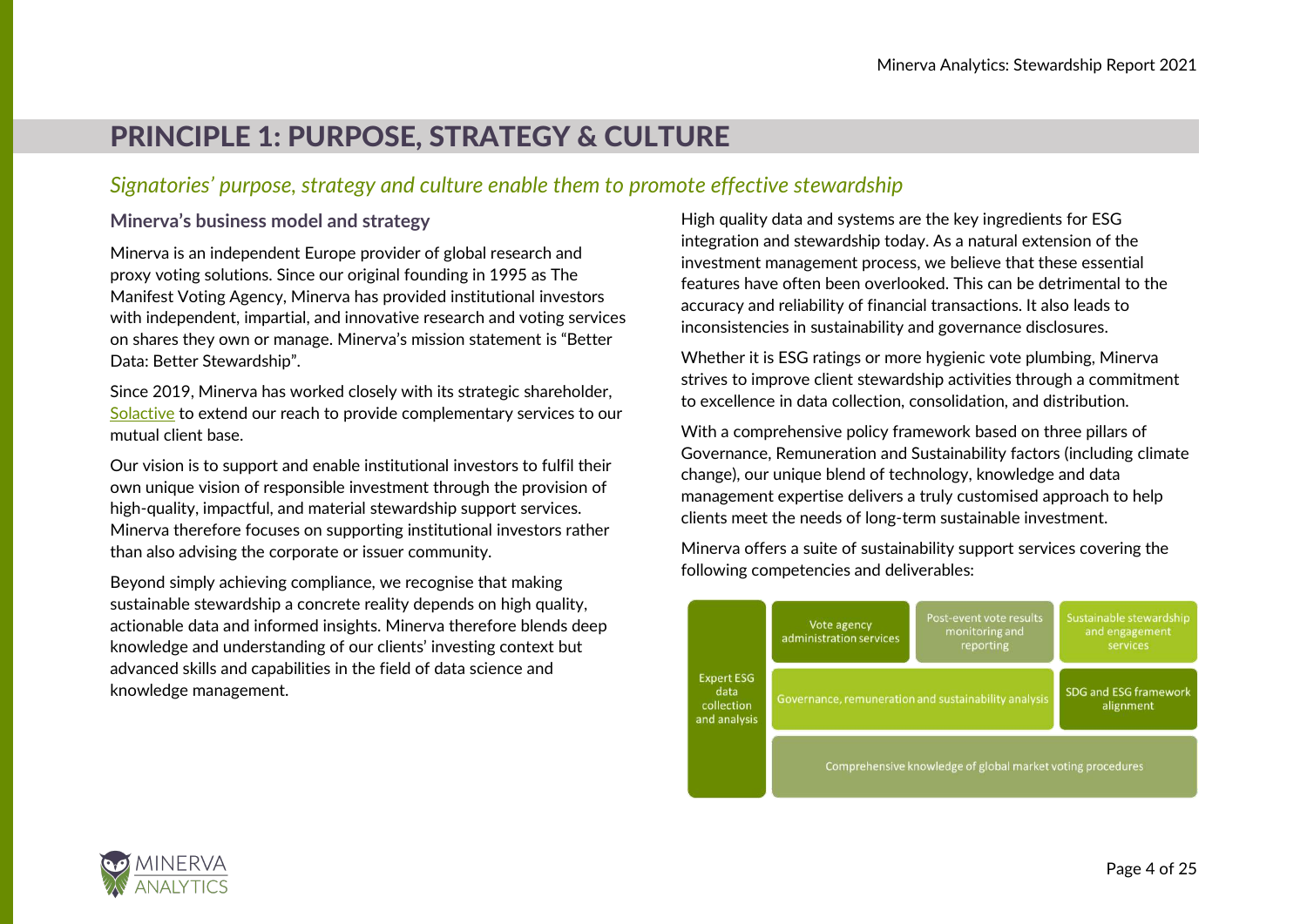# PRINCIPLE 1: PURPOSE, STRATEGY & CULTURE

*Signatories' purpose, strategy and culture enable them to promote effective stewardship*

### Minerva's business model and strategy

Minerva is an independent Europe provider of global research and proxy voting solutions. Since our original founding in 1995 as The Manifest Voting Agency, Minerva has provided institutional investors with independent, impartial, and innovative research and voting services on shares they own or manage. Minerva's mission statement is "Better Data: Better Stewardship".

Since 2019, Minerva has worked closely with its strategic shareholder, Solactive to extend our reach to provide complementary services to our mutual client base.

Our vision is to support and enable institutional investors to fulfil their own unique vision of responsible investment through the provision of high-quality, impactful, and material stewardship support services. Minerva therefore focuses on supporting institutional investors rather than also advising the corporate or issuer community.

Beyond simply achieving compliance, we recognise that making sustainable stewardship a concrete reality depends on high quality, actionable data and informed insights. Minerva therefore blends deep knowledge and understanding of our clients' investing context but advanced skills and capabilities in the field of data science and knowledge management.

High quality data and systems are the key ingredients for ESG integration and stewardship today. As a natural extension of the investment management process, we believe that these essential features have often been overlooked. This can be detrimental to the accuracy and reliability of financial transactions. It also leads to inconsistencies in sustainability and governance disclosures.

Whether it is ESG ratings or more hygienic vote plumbing, Minerva strives to improve client stewardship activities through a commitment to excellence in data collection, consolidation, and distribution.

With a comprehensive policy framework based on three pillars of Governance, Remuneration and Sustainability factors (including climate change), our unique blend of technology, knowledge and data management expertise delivers a truly customised approach to help clients meet the needs of long-term sustainable investment.

Minerva offers a suite of sustainability support services covering the following competencies and deliverables:

- Expert ESG data collection and analysis
- Vote agency administration services
- Post-event vote results monitoring and reporting
- Sustainable stewardship and engagement services
- Governance, remuneration and sustainability analysis
- SDG and ESG framework alignment
- Comprehensive knowledge of global market voting procedures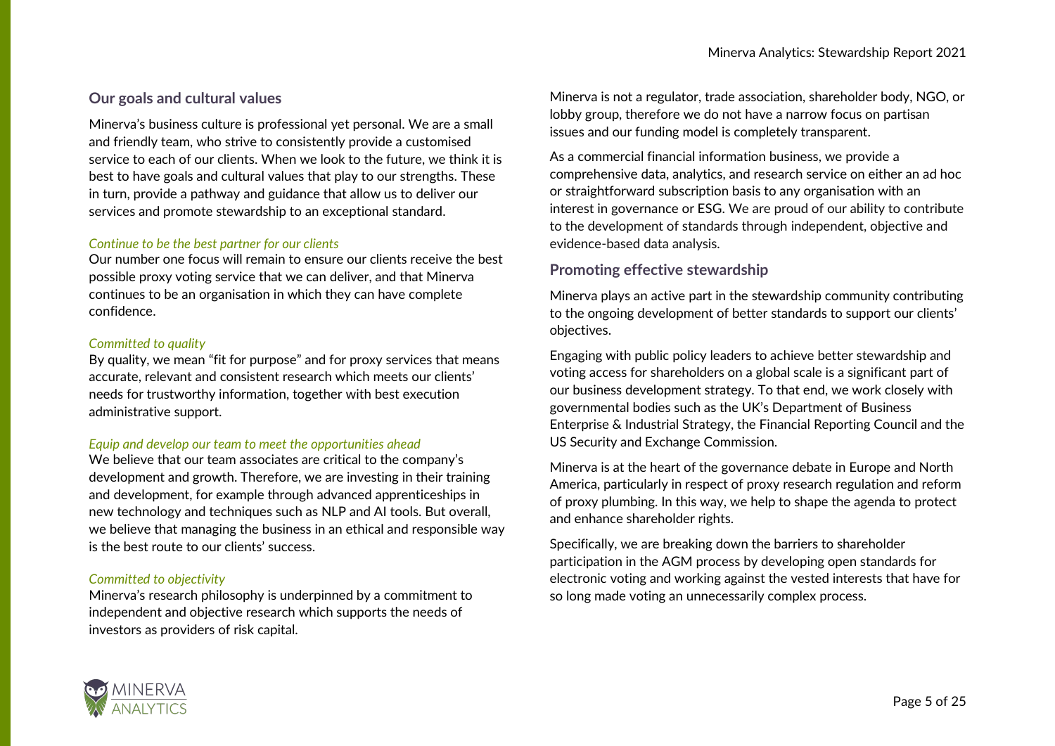## Our goals and cultural values

Minerva's business culture is professional yet personal. We are a small and friendly team, who strive to consistently provide a customised service to each of our clients. When we look to the future, we think it is best to have goals and cultural values that play to our strengths. These in turn, provide a pathway and guidance that allow us to deliver our services and promote stewardship to an exceptional standard.

*Continue to be the best partner for our clients*

Our number one focus will remain to ensure our clients receive the best possible proxy voting service that we can deliver, and that Minerva continues to be an organisation in which they can have complete confidence.

*Committed to quality*

By quality, we mean "fit for purpose" and for proxy services that means accurate, relevant and consistent research which meets our clients' needs for trustworthy information, together with best execution administrative support.

*Equip and develop our team to meet the opportunities ahead*

We believe that our team associates are critical to the company's development and growth. Therefore, we are investing in their training and development, for example through advanced apprenticeships in new technology and techniques such as NLP and AI tools. But overall, we believe that managing the business in an ethical and responsible way is the best route to our clients' success.

*Committed to objectivity*

Minerva's research philosophy is underpinned by a commitment to independent and objective research which supports the needs of investors as providers of risk capital.

Minerva is not a regulator, trade association, shareholder body, NGO, or lobby group, therefore we do not have a narrow focus on partisan issues and our funding model is completely transparent.

As a commercial financial information business, we provide a comprehensive data, analytics, and research service on either an ad hoc or straightforward subscription basis to any organisation with an interest in governance or ESG. We are proud of our ability to contribute to the development of standards through independent, objective and evidence-based data analysis.

## Promoting effective stewardship

Minerva plays an active part in the stewardship community contributing to the ongoing development of better standards to support our clients' objectives.

Engaging with public policy leaders to achieve better stewardship and voting access for shareholders on a global scale is a significant part of our business development strategy. To that end, we work closely with governmental bodies such as the UK's Department of Business Enterprise & Industrial Strategy, the Financial Reporting Council and the US Security and Exchange Commission.

Minerva is at the heart of the governance debate in Europe and North America, particularly in respect of proxy research regulation and reform of proxy plumbing. In this way, we help to shape the agenda to protect and enhance shareholder rights.

Specifically, we are breaking down the barriers to shareholder participation in the AGM process by developing open standards for electronic voting and working against the vested interests that have for so long made voting an unnecessarily complex process.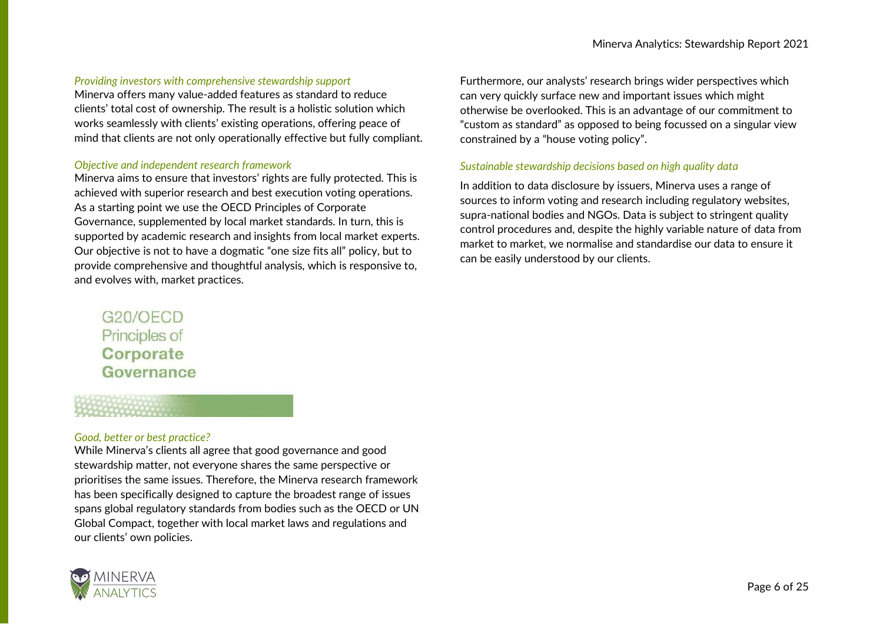### *Providing investors with comprehensive stewardship support*

Minerva offers many value-added features as standard to reduce clients' total cost of ownership. The result is a holistic solution which works seamlessly with clients' existing operations, offering peace of mind that clients are not only operationally effective but fully compliant.

### *Objective and independent research framework*

Minerva aims to ensure that investors' rights are fully protected. This is achieved with superior research and best execution voting operations. As a starting point we use the OECD Principles of Corporate Governance, supplemented by local market standards. In turn, this is supported by academic research and insights from local market experts. Our objective is not to have a dogmatic "one size fits all" policy, but to provide comprehensive and thoughtful analysis, which is responsive to, and evolves with, market practices.

G20/OECD
Principles of
**Corporate**
**Governance**

### *Good, better or best practice?*

While Minerva's clients all agree that good governance and good stewardship matter, not everyone shares the same perspective or prioritises the same issues. Therefore, the Minerva research framework has been specifically designed to capture the broadest range of issues spans global regulatory standards from bodies such as the OECD or UN Global Compact, together with local market laws and regulations and our clients' own policies.

Furthermore, our analysts' research brings wider perspectives which can very quickly surface new and important issues which might otherwise be overlooked. This is an advantage of our commitment to "custom as standard" as opposed to being focussed on a singular view constrained by a "house voting policy".

### *Sustainable stewardship decisions based on high quality data*

In addition to data disclosure by issuers, Minerva uses a range of sources to inform voting and research including regulatory websites, supra-national bodies and NGOs. Data is subject to stringent quality control procedures and, despite the highly variable nature of data from market to market, we normalise and standardise our data to ensure it can be easily understood by our clients.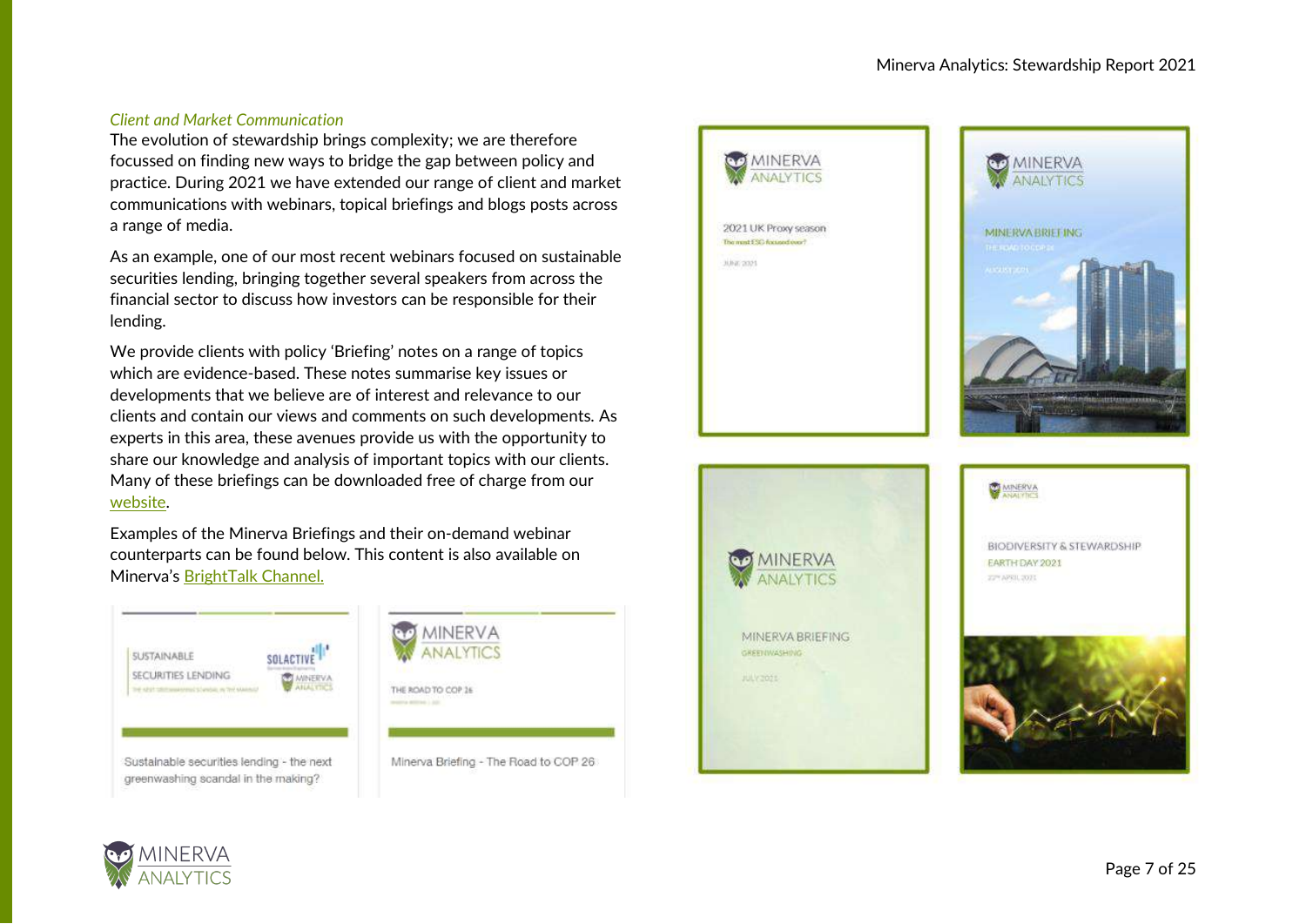*Client and Market Communication*

The evolution of stewardship brings complexity; we are therefore focussed on finding new ways to bridge the gap between policy and practice. During 2021 we have extended our range of client and market communications with webinars, topical briefings and blogs posts across a range of media.

As an example, one of our most recent webinars focused on sustainable securities lending, bringing together several speakers from across the financial sector to discuss how investors can be responsible for their lending.

We provide clients with policy 'Briefing' notes on a range of topics which are evidence-based. These notes summarise key issues or developments that we believe are of interest and relevance to our clients and contain our views and comments on such developments. As experts in this area, these avenues provide us with the opportunity to share our knowledge and analysis of important topics with our clients. Many of these briefings can be downloaded free of charge from our website.

Examples of the Minerva Briefings and their on-demand webinar counterparts can be found below. This content is also available on Minerva's BrightTalk Channel.

Sustainable securities lending - the next greenwashing scandal in the making?

Minerva Briefing - The Road to COP 26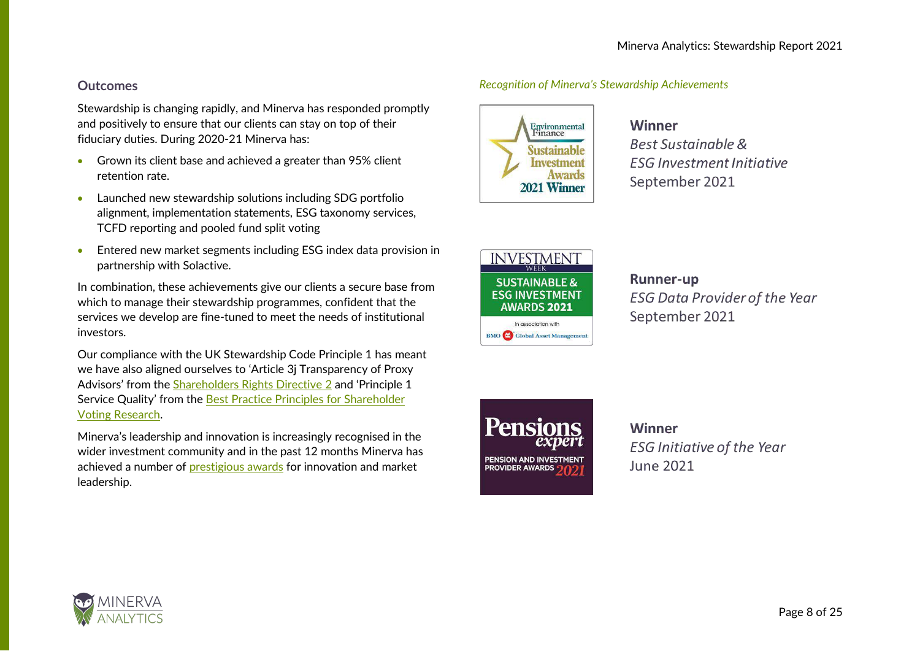## Outcomes

Stewardship is changing rapidly, and Minerva has responded promptly and positively to ensure that our clients can stay on top of their fiduciary duties. During 2020-21 Minerva has:

- Grown its client base and achieved a greater than 95% client retention rate.
- Launched new stewardship solutions including SDG portfolio alignment, implementation statements, ESG taxonomy services, TCFD reporting and pooled fund split voting
- Entered new market segments including ESG index data provision in partnership with Solactive.

In combination, these achievements give our clients a secure base from which to manage their stewardship programmes, confident that the services we develop are fine-tuned to meet the needs of institutional investors.

Our compliance with the UK Stewardship Code Principle 1 has meant we have also aligned ourselves to 'Article 3j Transparency of Proxy Advisors' from the Shareholders Rights Directive 2 and 'Principle 1 Service Quality' from the Best Practice Principles for Shareholder Voting Research.

Minerva's leadership and innovation is increasingly recognised in the wider investment community and in the past 12 months Minerva has achieved a number of prestigious awards for innovation and market leadership.

*Recognition of Minerva's Stewardship Achievements*

Environmental Finance Sustainable Investment Awards 2021 Winner

**Winner**
*Best Sustainable & ESG Investment Initiative*
September 2021

Investment Week Sustainable & ESG Investment Awards 2021 – In association with BMO Global Asset Management

**Runner-up**
*ESG Data Provider of the Year*
September 2021

Pensions expert Pension and Investment Provider Awards 2021

**Winner**
*ESG Initiative of the Year*
June 2021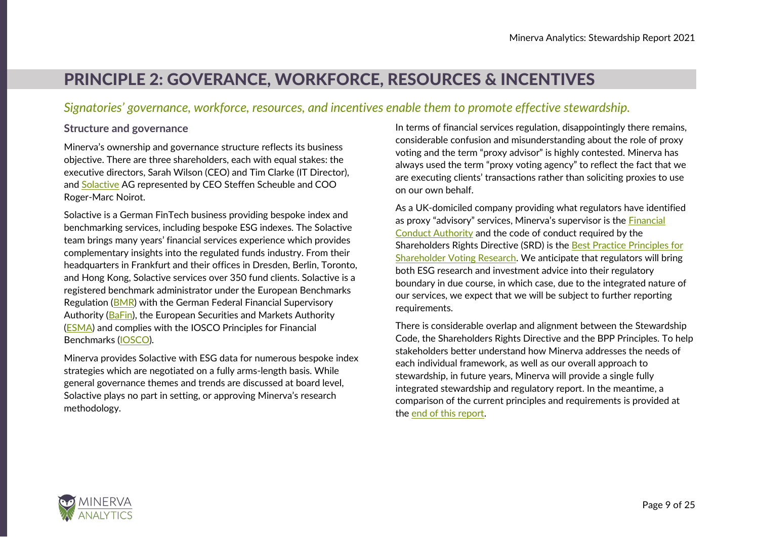# PRINCIPLE 2: GOVERANCE, WORKFORCE, RESOURCES & INCENTIVES

*Signatories' governance, workforce, resources, and incentives enable them to promote effective stewardship.*

### Structure and governance

Minerva's ownership and governance structure reflects its business objective. There are three shareholders, each with equal stakes: the executive directors, Sarah Wilson (CEO) and Tim Clarke (IT Director), and Solactive AG represented by CEO Steffen Scheuble and COO Roger-Marc Noirot.

Solactive is a German FinTech business providing bespoke index and benchmarking services, including bespoke ESG indexes. The Solactive team brings many years' financial services experience which provides complementary insights into the regulated funds industry. From their headquarters in Frankfurt and their offices in Dresden, Berlin, Toronto, and Hong Kong, Solactive services over 350 fund clients. Solactive is a registered benchmark administrator under the European Benchmarks Regulation (BMR) with the German Federal Financial Supervisory Authority (BaFin), the European Securities and Markets Authority (ESMA) and complies with the IOSCO Principles for Financial Benchmarks (IOSCO).

Minerva provides Solactive with ESG data for numerous bespoke index strategies which are negotiated on a fully arms-length basis. While general governance themes and trends are discussed at board level, Solactive plays no part in setting, or approving Minerva's research methodology.

In terms of financial services regulation, disappointingly there remains, considerable confusion and misunderstanding about the role of proxy voting and the term "proxy advisor" is highly contested. Minerva has always used the term "proxy voting agency" to reflect the fact that we are executing clients' transactions rather than soliciting proxies to use on our own behalf.

As a UK-domiciled company providing what regulators have identified as proxy "advisory" services, Minerva's supervisor is the Financial Conduct Authority and the code of conduct required by the Shareholders Rights Directive (SRD) is the Best Practice Principles for Shareholder Voting Research. We anticipate that regulators will bring both ESG research and investment advice into their regulatory boundary in due course, in which case, due to the integrated nature of our services, we expect that we will be subject to further reporting requirements.

There is considerable overlap and alignment between the Stewardship Code, the Shareholders Rights Directive and the BPP Principles. To help stakeholders better understand how Minerva addresses the needs of each individual framework, as well as our overall approach to stewardship, in future years, Minerva will provide a single fully integrated stewardship and regulatory report. In the meantime, a comparison of the current principles and requirements is provided at the end of this report.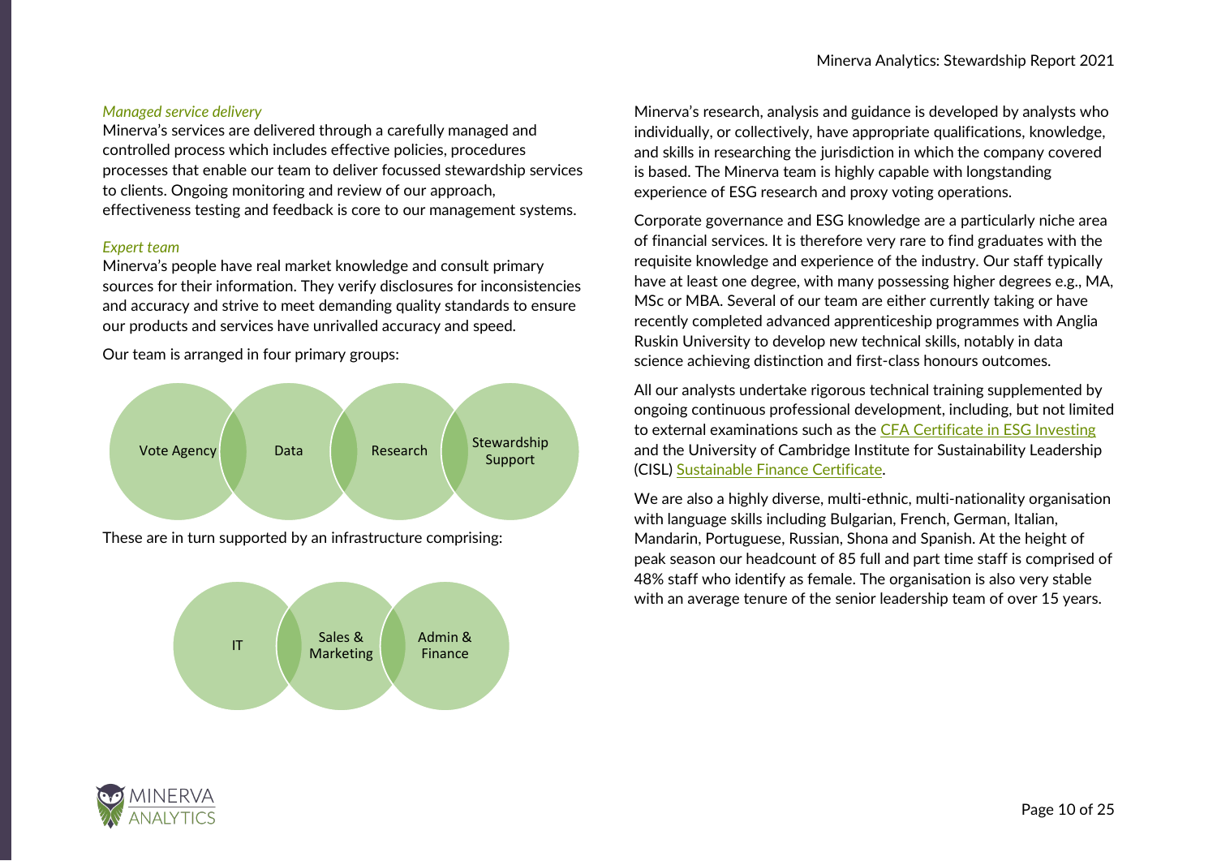*Managed service delivery*

Minerva's services are delivered through a carefully managed and controlled process which includes effective policies, procedures processes that enable our team to deliver focussed stewardship services to clients. Ongoing monitoring and review of our approach, effectiveness testing and feedback is core to our management systems.

*Expert team*

Minerva's people have real market knowledge and consult primary sources for their information. They verify disclosures for inconsistencies and accuracy and strive to meet demanding quality standards to ensure our products and services have unrivalled accuracy and speed.

Our team is arranged in four primary groups:

- Vote Agency
- Data
- Research
- Stewardship Support

These are in turn supported by an infrastructure comprising:

- IT
- Sales & Marketing
- Admin & Finance

Minerva's research, analysis and guidance is developed by analysts who individually, or collectively, have appropriate qualifications, knowledge, and skills in researching the jurisdiction in which the company covered is based. The Minerva team is highly capable with longstanding experience of ESG research and proxy voting operations.

Corporate governance and ESG knowledge are a particularly niche area of financial services. It is therefore very rare to find graduates with the requisite knowledge and experience of the industry. Our staff typically have at least one degree, with many possessing higher degrees e.g., MA, MSc or MBA. Several of our team are either currently taking or have recently completed advanced apprenticeship programmes with Anglia Ruskin University to develop new technical skills, notably in data science achieving distinction and first-class honours outcomes.

All our analysts undertake rigorous technical training supplemented by ongoing continuous professional development, including, but not limited to external examinations such as the CFA Certificate in ESG Investing and the University of Cambridge Institute for Sustainability Leadership (CISL) Sustainable Finance Certificate.

We are also a highly diverse, multi-ethnic, multi-nationality organisation with language skills including Bulgarian, French, German, Italian, Mandarin, Portuguese, Russian, Shona and Spanish. At the height of peak season our headcount of 85 full and part time staff is comprised of 48% staff who identify as female. The organisation is also very stable with an average tenure of the senior leadership team of over 15 years.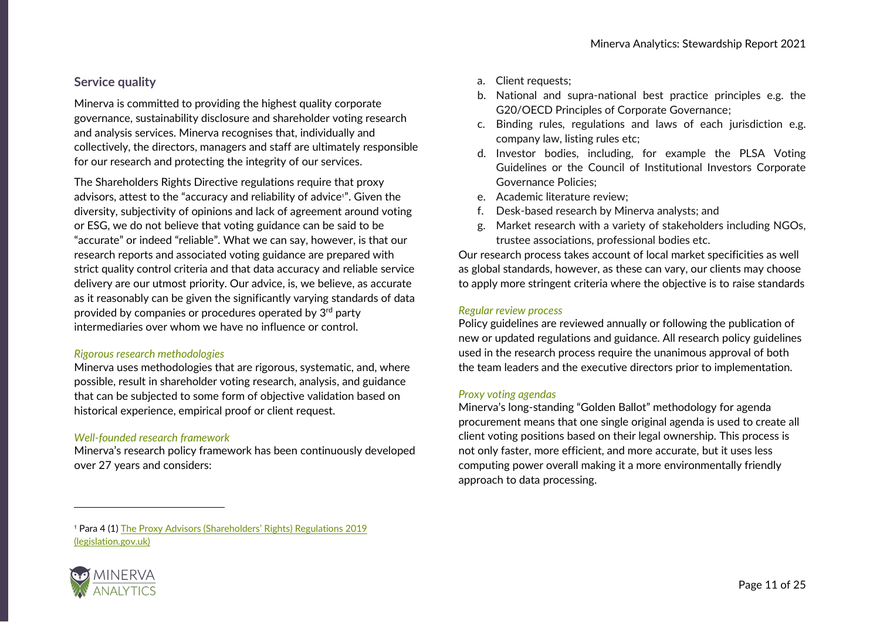## Service quality

Minerva is committed to providing the highest quality corporate governance, sustainability disclosure and shareholder voting research and analysis services. Minerva recognises that, individually and collectively, the directors, managers and staff are ultimately responsible for our research and protecting the integrity of our services.

The Shareholders Rights Directive regulations require that proxy advisors, attest to the "accuracy and reliability of advice[1]". Given the diversity, subjectivity of opinions and lack of agreement around voting or ESG, we do not believe that voting guidance can be said to be "accurate" or indeed "reliable". What we can say, however, is that our research reports and associated voting guidance are prepared with strict quality control criteria and that data accuracy and reliable service delivery are our utmost priority. Our advice, is, we believe, as accurate as it reasonably can be given the significantly varying standards of data provided by companies or procedures operated by 3rd party intermediaries over whom we have no influence or control.

*Rigorous research methodologies*

Minerva uses methodologies that are rigorous, systematic, and, where possible, result in shareholder voting research, analysis, and guidance that can be subjected to some form of objective validation based on historical experience, empirical proof or client request.

*Well-founded research framework*

Minerva's research policy framework has been continuously developed over 27 years and considers:

a. Client requests;
b. National and supra-national best practice principles e.g. the G20/OECD Principles of Corporate Governance;
c. Binding rules, regulations and laws of each jurisdiction e.g. company law, listing rules etc;
d. Investor bodies, including, for example the PLSA Voting Guidelines or the Council of Institutional Investors Corporate Governance Policies;
e. Academic literature review;
f. Desk-based research by Minerva analysts; and
g. Market research with a variety of stakeholders including NGOs, trustee associations, professional bodies etc.

Our research process takes account of local market specificities as well as global standards, however, as these can vary, our clients may choose to apply more stringent criteria where the objective is to raise standards

*Regular review process*

Policy guidelines are reviewed annually or following the publication of new or updated regulations and guidance. All research policy guidelines used in the research process require the unanimous approval of both the team leaders and the executive directors prior to implementation.

*Proxy voting agendas*

Minerva's long-standing "Golden Ballot" methodology for agenda procurement means that one single original agenda is used to create all client voting positions based on their legal ownership. This process is not only faster, more efficient, and more accurate, but it uses less computing power overall making it a more environmentally friendly approach to data processing.

---

[1] Para 4 (1) [The Proxy Advisors (Shareholders' Rights) Regulations 2019 (legislation.gov.uk)]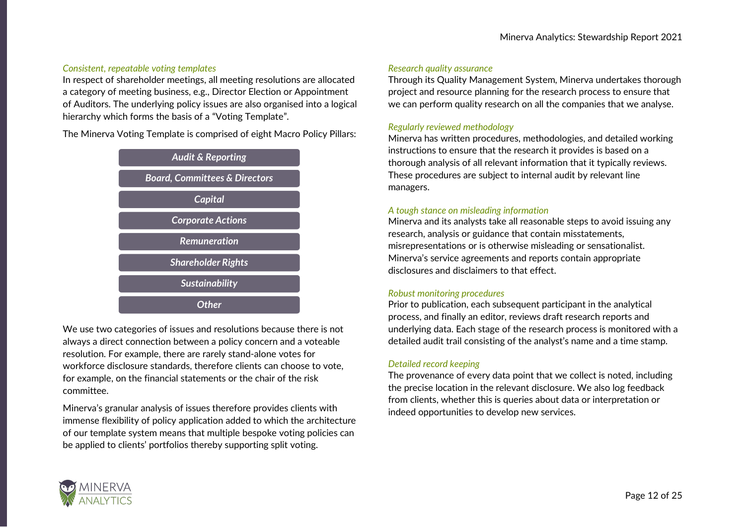*Consistent, repeatable voting templates*

In respect of shareholder meetings, all meeting resolutions are allocated a category of meeting business, e.g., Director Election or Appointment of Auditors. The underlying policy issues are also organised into a logical hierarchy which forms the basis of a "Voting Template".

The Minerva Voting Template is comprised of eight Macro Policy Pillars:

- *Audit & Reporting*
- *Board, Committees & Directors*
- *Capital*
- *Corporate Actions*
- *Remuneration*
- *Shareholder Rights*
- *Sustainability*
- *Other*

We use two categories of issues and resolutions because there is not always a direct connection between a policy concern and a voteable resolution. For example, there are rarely stand-alone votes for workforce disclosure standards, therefore clients can choose to vote, for example, on the financial statements or the chair of the risk committee.

Minerva's granular analysis of issues therefore provides clients with immense flexibility of policy application added to which the architecture of our template system means that multiple bespoke voting policies can be applied to clients' portfolios thereby supporting split voting.

*Research quality assurance*

Through its Quality Management System, Minerva undertakes thorough project and resource planning for the research process to ensure that we can perform quality research on all the companies that we analyse.

*Regularly reviewed methodology*

Minerva has written procedures, methodologies, and detailed working instructions to ensure that the research it provides is based on a thorough analysis of all relevant information that it typically reviews. These procedures are subject to internal audit by relevant line managers.

*A tough stance on misleading information*

Minerva and its analysts take all reasonable steps to avoid issuing any research, analysis or guidance that contain misstatements, misrepresentations or is otherwise misleading or sensationalist. Minerva's service agreements and reports contain appropriate disclosures and disclaimers to that effect.

*Robust monitoring procedures*

Prior to publication, each subsequent participant in the analytical process, and finally an editor, reviews draft research reports and underlying data. Each stage of the research process is monitored with a detailed audit trail consisting of the analyst's name and a time stamp.

*Detailed record keeping*

The provenance of every data point that we collect is noted, including the precise location in the relevant disclosure. We also log feedback from clients, whether this is queries about data or interpretation or indeed opportunities to develop new services.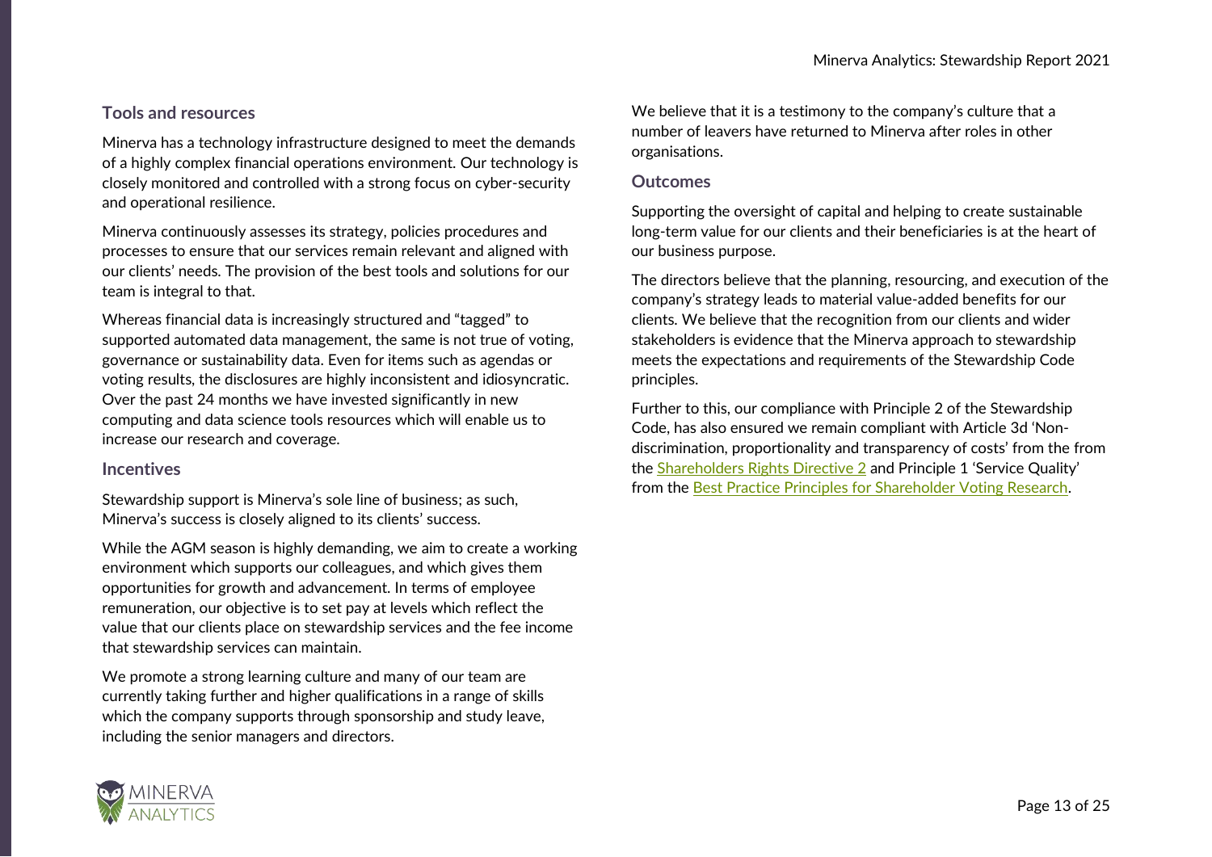### Tools and resources

Minerva has a technology infrastructure designed to meet the demands of a highly complex financial operations environment. Our technology is closely monitored and controlled with a strong focus on cyber-security and operational resilience.

Minerva continuously assesses its strategy, policies procedures and processes to ensure that our services remain relevant and aligned with our clients' needs. The provision of the best tools and solutions for our team is integral to that.

Whereas financial data is increasingly structured and "tagged" to supported automated data management, the same is not true of voting, governance or sustainability data. Even for items such as agendas or voting results, the disclosures are highly inconsistent and idiosyncratic. Over the past 24 months we have invested significantly in new computing and data science tools resources which will enable us to increase our research and coverage.

### Incentives

Stewardship support is Minerva's sole line of business; as such, Minerva's success is closely aligned to its clients' success.

While the AGM season is highly demanding, we aim to create a working environment which supports our colleagues, and which gives them opportunities for growth and advancement. In terms of employee remuneration, our objective is to set pay at levels which reflect the value that our clients place on stewardship services and the fee income that stewardship services can maintain.

We promote a strong learning culture and many of our team are currently taking further and higher qualifications in a range of skills which the company supports through sponsorship and study leave, including the senior managers and directors.

We believe that it is a testimony to the company's culture that a number of leavers have returned to Minerva after roles in other organisations.

### Outcomes

Supporting the oversight of capital and helping to create sustainable long-term value for our clients and their beneficiaries is at the heart of our business purpose.

The directors believe that the planning, resourcing, and execution of the company's strategy leads to material value-added benefits for our clients. We believe that the recognition from our clients and wider stakeholders is evidence that the Minerva approach to stewardship meets the expectations and requirements of the Stewardship Code principles.

Further to this, our compliance with Principle 2 of the Stewardship Code, has also ensured we remain compliant with Article 3d 'Non-discrimination, proportionality and transparency of costs' from the from the Shareholders Rights Directive 2 and Principle 1 'Service Quality' from the Best Practice Principles for Shareholder Voting Research.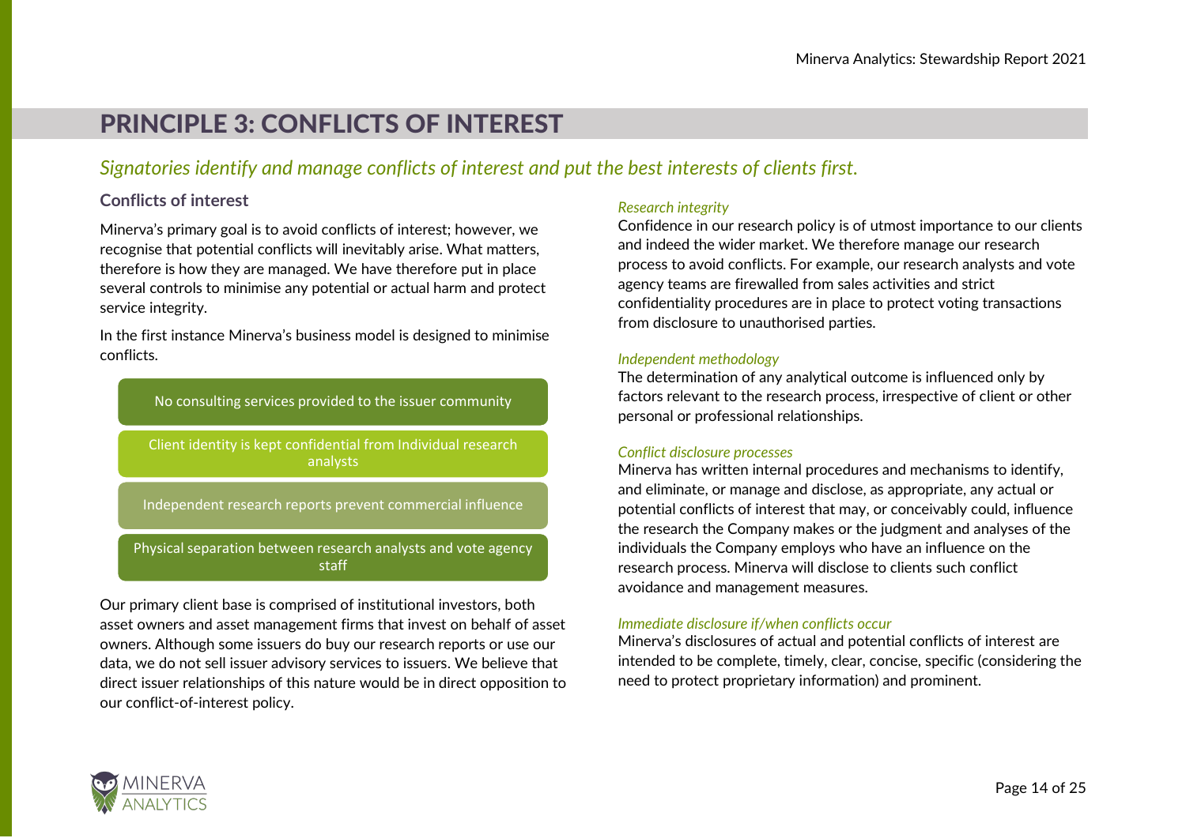# PRINCIPLE 3: CONFLICTS OF INTEREST

*Signatories identify and manage conflicts of interest and put the best interests of clients first.*

## Conflicts of interest

Minerva's primary goal is to avoid conflicts of interest; however, we recognise that potential conflicts will inevitably arise. What matters, therefore is how they are managed. We have therefore put in place several controls to minimise any potential or actual harm and protect service integrity.

In the first instance Minerva's business model is designed to minimise conflicts.

- No consulting services provided to the issuer community
- Client identity is kept confidential from Individual research analysts
- Independent research reports prevent commercial influence
- Physical separation between research analysts and vote agency staff

Our primary client base is comprised of institutional investors, both asset owners and asset management firms that invest on behalf of asset owners. Although some issuers do buy our research reports or use our data, we do not sell issuer advisory services to issuers. We believe that direct issuer relationships of this nature would be in direct opposition to our conflict-of-interest policy.

*Research integrity*

Confidence in our research policy is of utmost importance to our clients and indeed the wider market. We therefore manage our research process to avoid conflicts. For example, our research analysts and vote agency teams are firewalled from sales activities and strict confidentiality procedures are in place to protect voting transactions from disclosure to unauthorised parties.

*Independent methodology*

The determination of any analytical outcome is influenced only by factors relevant to the research process, irrespective of client or other personal or professional relationships.

*Conflict disclosure processes*

Minerva has written internal procedures and mechanisms to identify, and eliminate, or manage and disclose, as appropriate, any actual or potential conflicts of interest that may, or conceivably could, influence the research the Company makes or the judgment and analyses of the individuals the Company employs who have an influence on the research process. Minerva will disclose to clients such conflict avoidance and management measures.

*Immediate disclosure if/when conflicts occur*

Minerva's disclosures of actual and potential conflicts of interest are intended to be complete, timely, clear, concise, specific (considering the need to protect proprietary information) and prominent.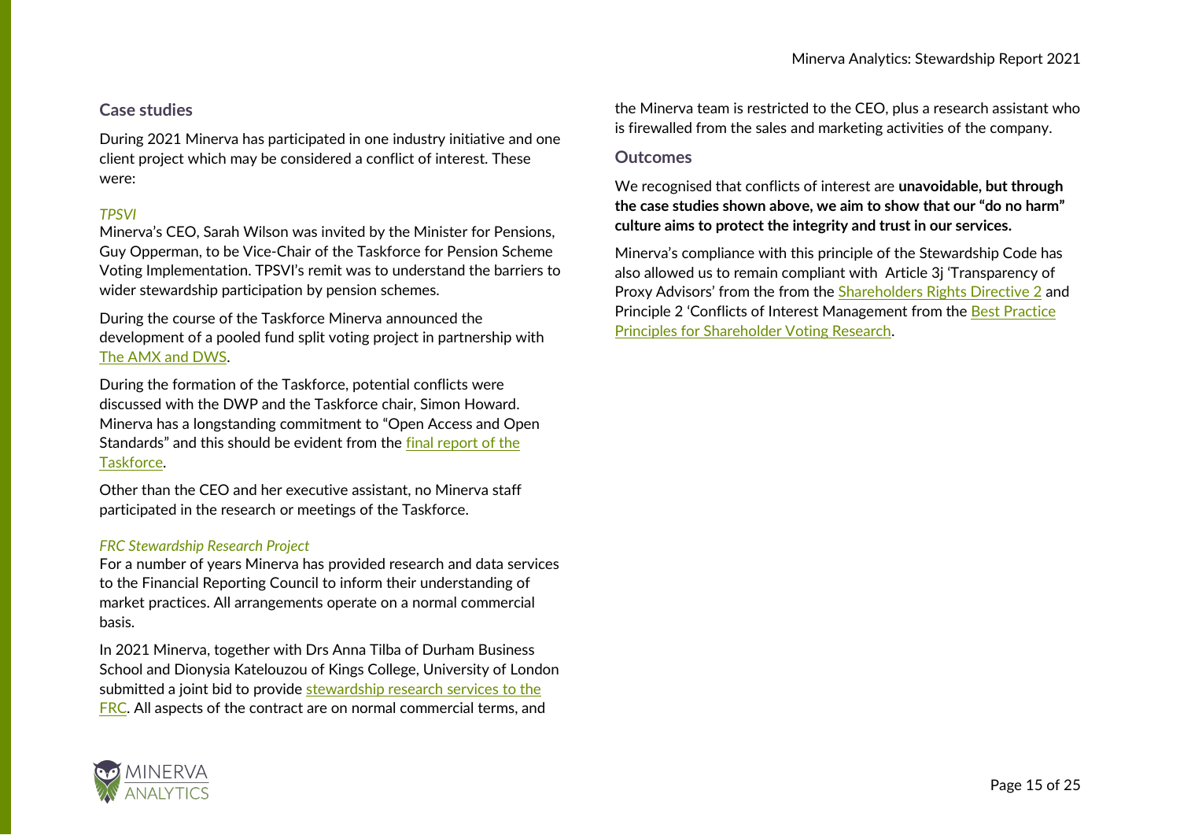## Case studies

During 2021 Minerva has participated in one industry initiative and one client project which may be considered a conflict of interest. These were:

*TPSVI*

Minerva's CEO, Sarah Wilson was invited by the Minister for Pensions, Guy Opperman, to be Vice-Chair of the Taskforce for Pension Scheme Voting Implementation. TPSVI's remit was to understand the barriers to wider stewardship participation by pension schemes.

During the course of the Taskforce Minerva announced the development of a pooled fund split voting project in partnership with The AMX and DWS.

During the formation of the Taskforce, potential conflicts were discussed with the DWP and the Taskforce chair, Simon Howard. Minerva has a longstanding commitment to "Open Access and Open Standards" and this should be evident from the final report of the Taskforce.

Other than the CEO and her executive assistant, no Minerva staff participated in the research or meetings of the Taskforce.

*FRC Stewardship Research Project*

For a number of years Minerva has provided research and data services to the Financial Reporting Council to inform their understanding of market practices. All arrangements operate on a normal commercial basis.

In 2021 Minerva, together with Drs Anna Tilba of Durham Business School and Dionysia Katelouzou of Kings College, University of London submitted a joint bid to provide stewardship research services to the FRC. All aspects of the contract are on normal commercial terms, and the Minerva team is restricted to the CEO, plus a research assistant who is firewalled from the sales and marketing activities of the company.

## Outcomes

We recognised that conflicts of interest are **unavoidable, but through the case studies shown above, we aim to show that our "do no harm" culture aims to protect the integrity and trust in our services.**

Minerva's compliance with this principle of the Stewardship Code has also allowed us to remain compliant with Article 3j 'Transparency of Proxy Advisors' from the from the Shareholders Rights Directive 2 and Principle 2 'Conflicts of Interest Management from the Best Practice Principles for Shareholder Voting Research.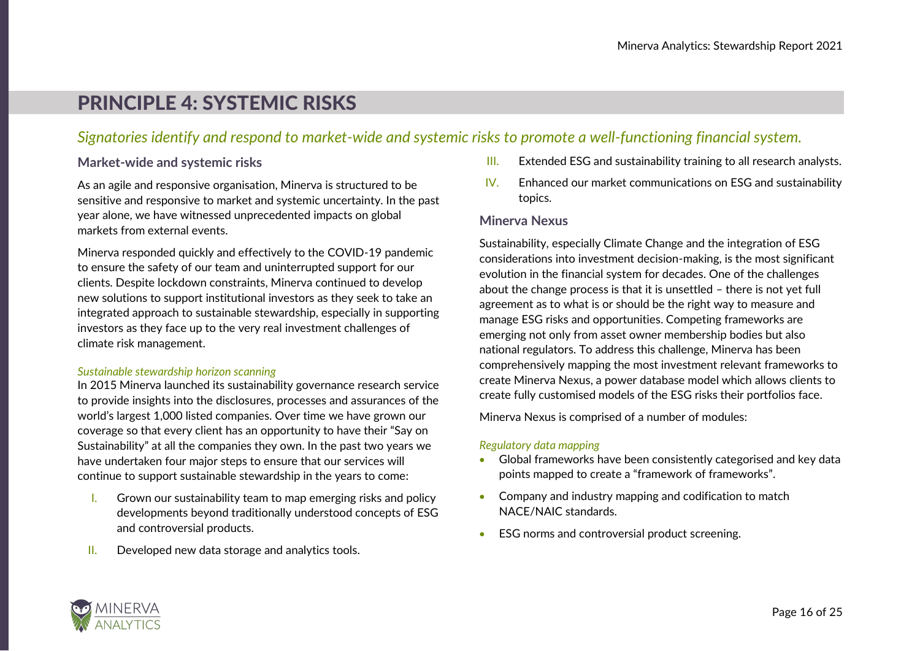# PRINCIPLE 4: SYSTEMIC RISKS

*Signatories identify and respond to market-wide and systemic risks to promote a well-functioning financial system.*

## Market-wide and systemic risks

As an agile and responsive organisation, Minerva is structured to be sensitive and responsive to market and systemic uncertainty. In the past year alone, we have witnessed unprecedented impacts on global markets from external events.

Minerva responded quickly and effectively to the COVID-19 pandemic to ensure the safety of our team and uninterrupted support for our clients. Despite lockdown constraints, Minerva continued to develop new solutions to support institutional investors as they seek to take an integrated approach to sustainable stewardship, especially in supporting investors as they face up to the very real investment challenges of climate risk management.

*Sustainable stewardship horizon scanning*

In 2015 Minerva launched its sustainability governance research service to provide insights into the disclosures, processes and assurances of the world's largest 1,000 listed companies. Over time we have grown our coverage so that every client has an opportunity to have their "Say on Sustainability" at all the companies they own. In the past two years we have undertaken four major steps to ensure that our services will continue to support sustainable stewardship in the years to come:

I. Grown our sustainability team to map emerging risks and policy developments beyond traditionally understood concepts of ESG and controversial products.

II. Developed new data storage and analytics tools.

III. Extended ESG and sustainability training to all research analysts.

IV. Enhanced our market communications on ESG and sustainability topics.

## Minerva Nexus

Sustainability, especially Climate Change and the integration of ESG considerations into investment decision-making, is the most significant evolution in the financial system for decades. One of the challenges about the change process is that it is unsettled – there is not yet full agreement as to what is or should be the right way to measure and manage ESG risks and opportunities. Competing frameworks are emerging not only from asset owner membership bodies but also national regulators. To address this challenge, Minerva has been comprehensively mapping the most investment relevant frameworks to create Minerva Nexus, a power database model which allows clients to create fully customised models of the ESG risks their portfolios face.

Minerva Nexus is comprised of a number of modules:

*Regulatory data mapping*

- Global frameworks have been consistently categorised and key data points mapped to create a "framework of frameworks".
- Company and industry mapping and codification to match NACE/NAIC standards.
- ESG norms and controversial product screening.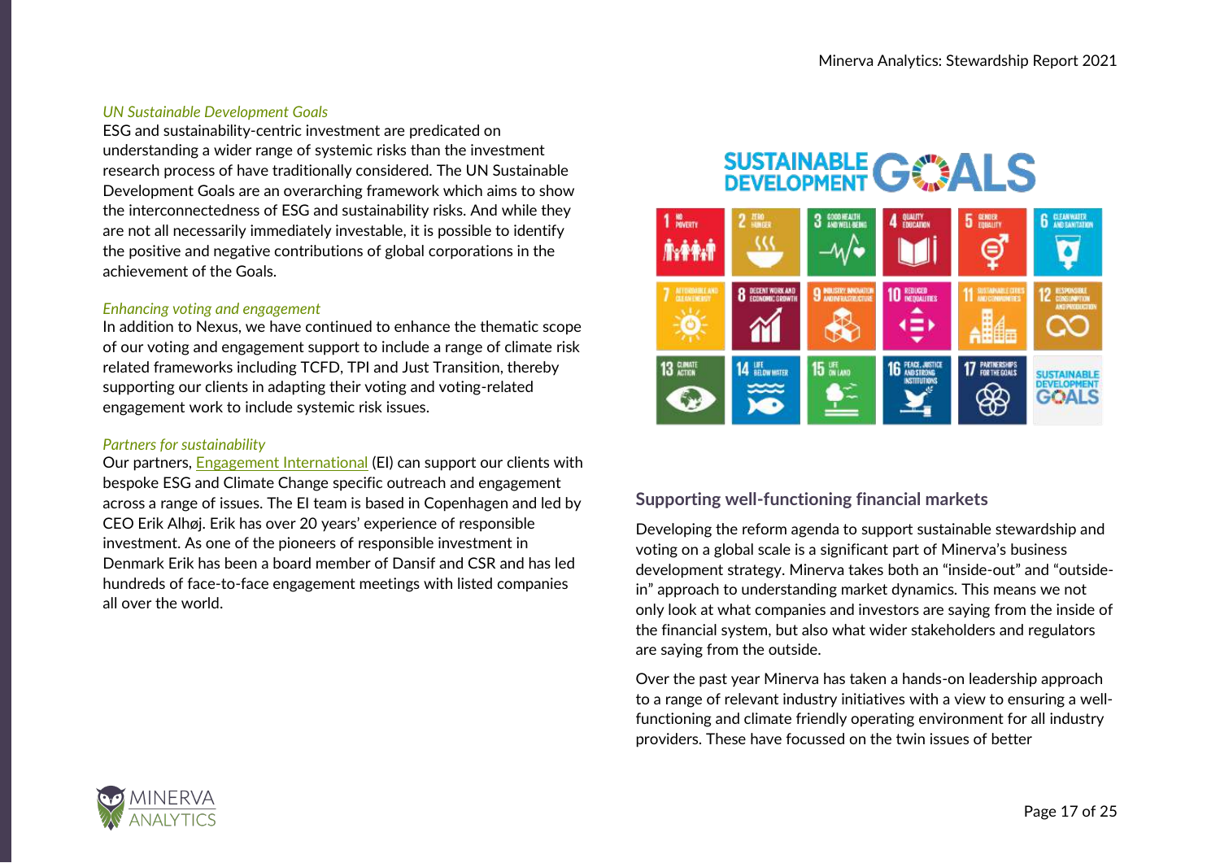*UN Sustainable Development Goals*

ESG and sustainability-centric investment are predicated on understanding a wider range of systemic risks than the investment research process of have traditionally considered. The UN Sustainable Development Goals are an overarching framework which aims to show the interconnectedness of ESG and sustainability risks. And while they are not all necessarily immediately investable, it is possible to identify the positive and negative contributions of global corporations in the achievement of the Goals.

*Enhancing voting and engagement*

In addition to Nexus, we have continued to enhance the thematic scope of our voting and engagement support to include a range of climate risk related frameworks including TCFD, TPI and Just Transition, thereby supporting our clients in adapting their voting and voting-related engagement work to include systemic risk issues.

*Partners for sustainability*

Our partners, Engagement International (EI) can support our clients with bespoke ESG and Climate Change specific outreach and engagement across a range of issues. The EI team is based in Copenhagen and led by CEO Erik Alhøj. Erik has over 20 years' experience of responsible investment. As one of the pioneers of responsible investment in Denmark Erik has been a board member of Dansif and CSR and has led hundreds of face-to-face engagement meetings with listed companies all over the world.

## Supporting well-functioning financial markets

Developing the reform agenda to support sustainable stewardship and voting on a global scale is a significant part of Minerva's business development strategy. Minerva takes both an "inside-out" and "outside-in" approach to understanding market dynamics. This means we not only look at what companies and investors are saying from the inside of the financial system, but also what wider stakeholders and regulators are saying from the outside.

Over the past year Minerva has taken a hands-on leadership approach to a range of relevant industry initiatives with a view to ensuring a well-functioning and climate friendly operating environment for all industry providers. These have focussed on the twin issues of better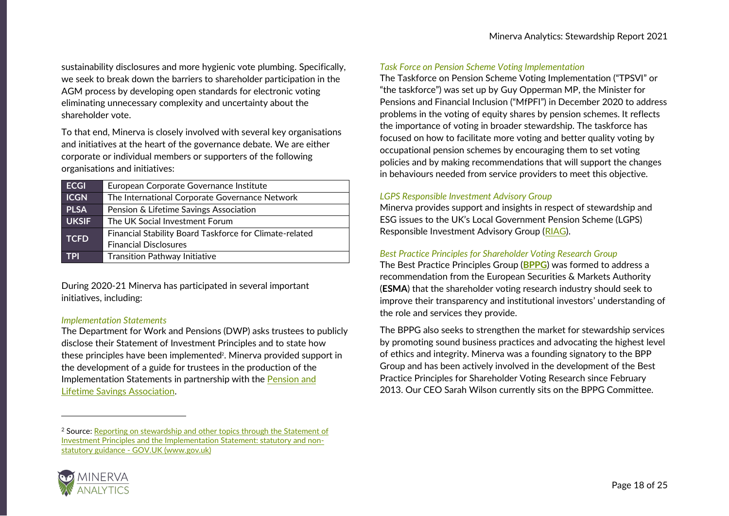sustainability disclosures and more hygienic vote plumbing. Specifically, we seek to break down the barriers to shareholder participation in the AGM process by developing open standards for electronic voting eliminating unnecessary complexity and uncertainty about the shareholder vote.

To that end, Minerva is closely involved with several key organisations and initiatives at the heart of the governance debate. We are either corporate or individual members or supporters of the following organisations and initiatives:

| | |
|---|---|
| **ECGI** | European Corporate Governance Institute |
| **ICGN** | The International Corporate Governance Network |
| **PLSA** | Pension & Lifetime Savings Association |
| **UKSIF** | The UK Social Investment Forum |
| **TCFD** | Financial Stability Board Taskforce for Climate-related Financial Disclosures |
| **TPI** | Transition Pathway Initiative |

During 2020-21 Minerva has participated in several important initiatives, including:

*Implementation Statements*

The Department for Work and Pensions (DWP) asks trustees to publicly disclose their Statement of Investment Principles and to state how these principles have been implemented[2]. Minerva provided support in the development of a guide for trustees in the production of the Implementation Statements in partnership with the Pension and Lifetime Savings Association.

*Task Force on Pension Scheme Voting Implementation*

The Taskforce on Pension Scheme Voting Implementation ("TPSVI" or "the taskforce") was set up by Guy Opperman MP, the Minister for Pensions and Financial Inclusion ("MfPFI") in December 2020 to address problems in the voting of equity shares by pension schemes. It reflects the importance of voting in broader stewardship. The taskforce has focused on how to facilitate more voting and better quality voting by occupational pension schemes by encouraging them to set voting policies and by making recommendations that will support the changes in behaviours needed from service providers to meet this objective.

*LGPS Responsible Investment Advisory Group*

Minerva provides support and insights in respect of stewardship and ESG issues to the UK's Local Government Pension Scheme (LGPS) Responsible Investment Advisory Group (RIAG).

*Best Practice Principles for Shareholder Voting Research Group*

The Best Practice Principles Group (**BPPG**) was formed to address a recommendation from the European Securities & Markets Authority (**ESMA**) that the shareholder voting research industry should seek to improve their transparency and institutional investors' understanding of the role and services they provide.

The BPPG also seeks to strengthen the market for stewardship services by promoting sound business practices and advocating the highest level of ethics and integrity. Minerva was a founding signatory to the BPP Group and has been actively involved in the development of the Best Practice Principles for Shareholder Voting Research since February 2013. Our CEO Sarah Wilson currently sits on the BPPG Committee.

---

[2] Source: Reporting on stewardship and other topics through the Statement of Investment Principles and the Implementation Statement: statutory and non-statutory guidance - GOV.UK (www.gov.uk)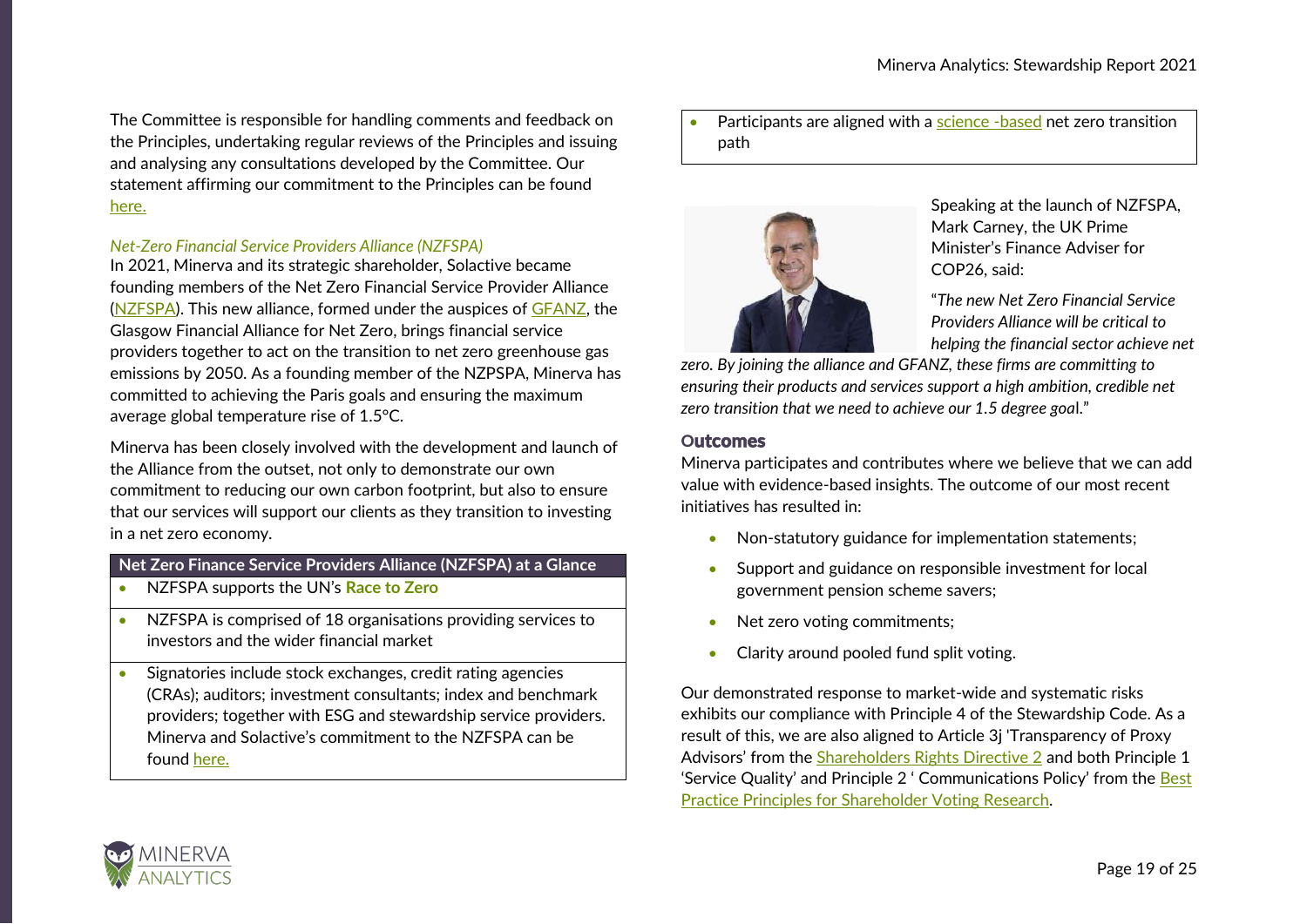The Committee is responsible for handling comments and feedback on the Principles, undertaking regular reviews of the Principles and issuing and analysing any consultations developed by the Committee. Our statement affirming our commitment to the Principles can be found here.

*Net-Zero Financial Service Providers Alliance (NZFSPA)*

In 2021, Minerva and its strategic shareholder, Solactive became founding members of the Net Zero Financial Service Provider Alliance (NZFSPA). This new alliance, formed under the auspices of GFANZ, the Glasgow Financial Alliance for Net Zero, brings financial service providers together to act on the transition to net zero greenhouse gas emissions by 2050. As a founding member of the NZPSPA, Minerva has committed to achieving the Paris goals and ensuring the maximum average global temperature rise of 1.5°C.

Minerva has been closely involved with the development and launch of the Alliance from the outset, not only to demonstrate our own commitment to reducing our own carbon footprint, but also to ensure that our services will support our clients as they transition to investing in a net zero economy.

| Net Zero Finance Service Providers Alliance (NZFSPA) at a Glance |
|---|
| • NZFSPA supports the UN's **Race to Zero** |
| • NZFSPA is comprised of 18 organisations providing services to investors and the wider financial market |
| • Signatories include stock exchanges, credit rating agencies (CRAs); auditors; investment consultants; index and benchmark providers; together with ESG and stewardship service providers. Minerva and Solactive's commitment to the NZFSPA can be found here. |
| • Participants are aligned with a science -based net zero transition path |

Speaking at the launch of NZFSPA, Mark Carney, the UK Prime Minister's Finance Adviser for COP26, said:

"*The new Net Zero Financial Service Providers Alliance will be critical to helping the financial sector achieve net zero. By joining the alliance and GFANZ, these firms are committing to ensuring their products and services support a high ambition, credible net zero transition that we need to achieve our 1.5 degree goal*."

### Outcomes

Minerva participates and contributes where we believe that we can add value with evidence-based insights. The outcome of our most recent initiatives has resulted in:

- Non-statutory guidance for implementation statements;
- Support and guidance on responsible investment for local government pension scheme savers;
- Net zero voting commitments;
- Clarity around pooled fund split voting.

Our demonstrated response to market-wide and systematic risks exhibits our compliance with Principle 4 of the Stewardship Code. As a result of this, we are also aligned to Article 3j 'Transparency of Proxy Advisors' from the Shareholders Rights Directive 2 and both Principle 1 'Service Quality' and Principle 2 ' Communications Policy' from the Best Practice Principles for Shareholder Voting Research.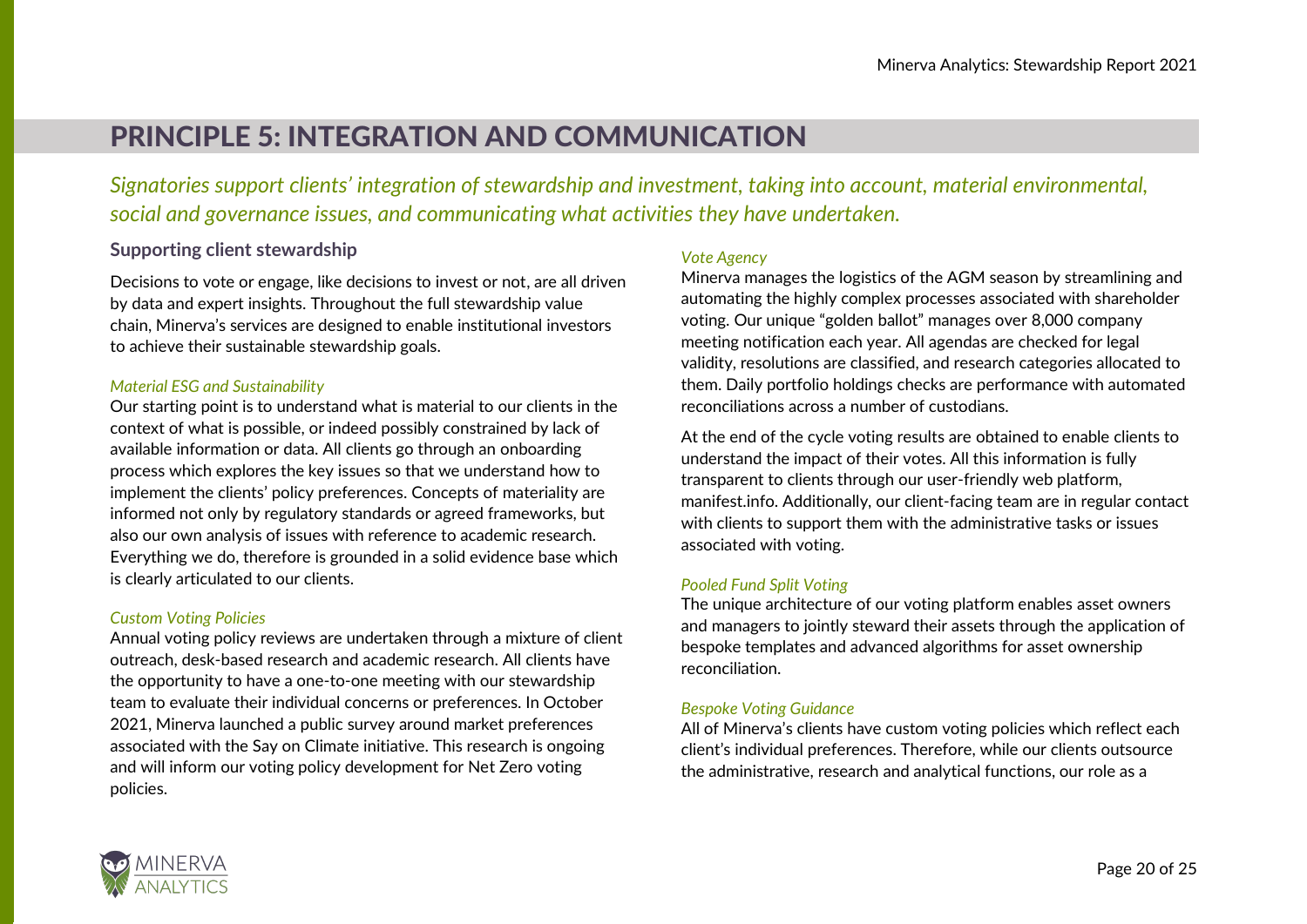# PRINCIPLE 5: INTEGRATION AND COMMUNICATION

*Signatories support clients' integration of stewardship and investment, taking into account, material environmental, social and governance issues, and communicating what activities they have undertaken.*

## Supporting client stewardship

Decisions to vote or engage, like decisions to invest or not, are all driven by data and expert insights. Throughout the full stewardship value chain, Minerva's services are designed to enable institutional investors to achieve their sustainable stewardship goals.

*Material ESG and Sustainability*

Our starting point is to understand what is material to our clients in the context of what is possible, or indeed possibly constrained by lack of available information or data. All clients go through an onboarding process which explores the key issues so that we understand how to implement the clients' policy preferences. Concepts of materiality are informed not only by regulatory standards or agreed frameworks, but also our own analysis of issues with reference to academic research. Everything we do, therefore is grounded in a solid evidence base which is clearly articulated to our clients.

*Custom Voting Policies*

Annual voting policy reviews are undertaken through a mixture of client outreach, desk-based research and academic research. All clients have the opportunity to have a one-to-one meeting with our stewardship team to evaluate their individual concerns or preferences. In October 2021, Minerva launched a public survey around market preferences associated with the Say on Climate initiative. This research is ongoing and will inform our voting policy development for Net Zero voting policies.

*Vote Agency*

Minerva manages the logistics of the AGM season by streamlining and automating the highly complex processes associated with shareholder voting. Our unique "golden ballot" manages over 8,000 company meeting notification each year. All agendas are checked for legal validity, resolutions are classified, and research categories allocated to them. Daily portfolio holdings checks are performance with automated reconciliations across a number of custodians.

At the end of the cycle voting results are obtained to enable clients to understand the impact of their votes. All this information is fully transparent to clients through our user-friendly web platform, manifest.info. Additionally, our client-facing team are in regular contact with clients to support them with the administrative tasks or issues associated with voting.

*Pooled Fund Split Voting*

The unique architecture of our voting platform enables asset owners and managers to jointly steward their assets through the application of bespoke templates and advanced algorithms for asset ownership reconciliation.

*Bespoke Voting Guidance*

All of Minerva's clients have custom voting policies which reflect each client's individual preferences. Therefore, while our clients outsource the administrative, research and analytical functions, our role as a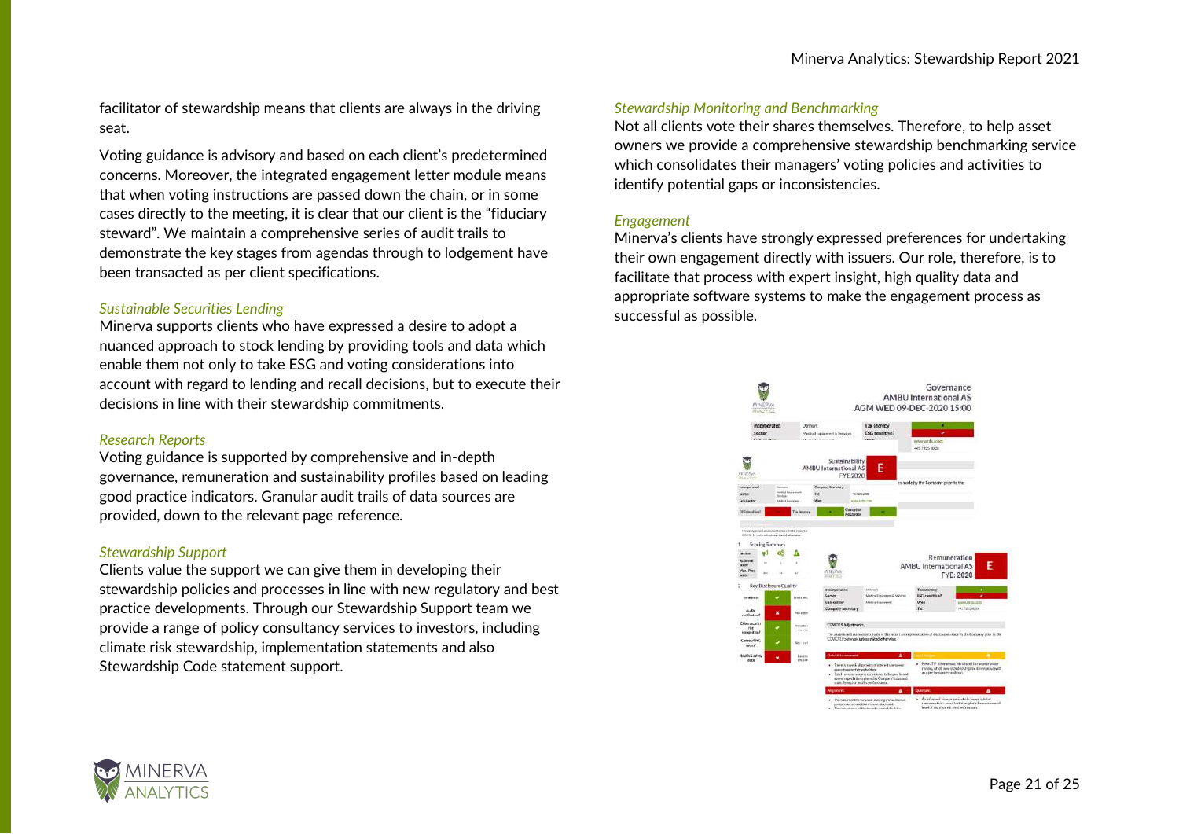facilitator of stewardship means that clients are always in the driving seat.

Voting guidance is advisory and based on each client's predetermined concerns. Moreover, the integrated engagement letter module means that when voting instructions are passed down the chain, or in some cases directly to the meeting, it is clear that our client is the "fiduciary steward". We maintain a comprehensive series of audit trails to demonstrate the key stages from agendas through to lodgement have been transacted as per client specifications.

### *Sustainable Securities Lending*

Minerva supports clients who have expressed a desire to adopt a nuanced approach to stock lending by providing tools and data which enable them not only to take ESG and voting considerations into account with regard to lending and recall decisions, but to execute their decisions in line with their stewardship commitments.

### *Research Reports*

Voting guidance is supported by comprehensive and in-depth governance, remuneration and sustainability profiles based on leading good practice indicators. Granular audit trails of data sources are provided, down to the relevant page reference.

### *Stewardship Support*

Clients value the support we can give them in developing their stewardship policies and processes in line with new regulatory and best practice developments. Through our Stewardship Support team we provide a range of policy consultancy services to investors, including climate risk stewardship, implementation statements and also Stewardship Code statement support.

### *Stewardship Monitoring and Benchmarking*

Not all clients vote their shares themselves. Therefore, to help asset owners we provide a comprehensive stewardship benchmarking service which consolidates their managers' voting policies and activities to identify potential gaps or inconsistencies.

### *Engagement*

Minerva's clients have strongly expressed preferences for undertaking their own engagement directly with issuers. Our role, therefore, is to facilitate that process with expert insight, high quality data and appropriate software systems to make the engagement process as successful as possible.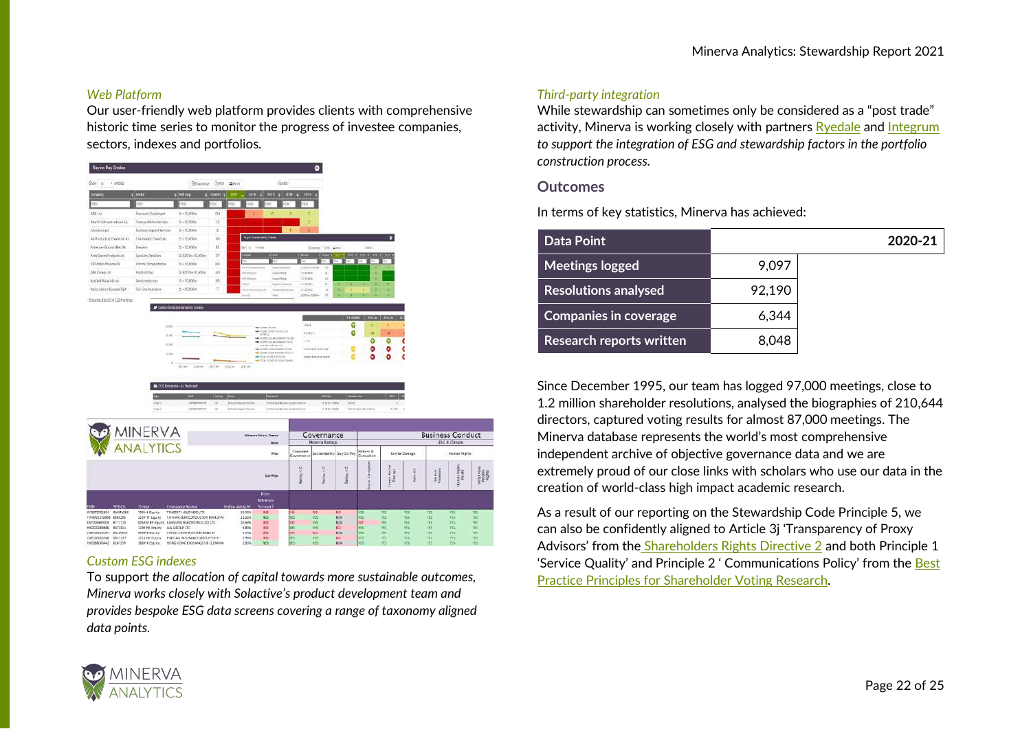*Web Platform*

Our user-friendly web platform provides clients with comprehensive historic time series to monitor the progress of investee companies, sectors, indexes and portfolios.

*Custom ESG indexes*

To support *the allocation of capital towards more sustainable outcomes, Minerva works closely with Solactive's product development team and provides bespoke ESG data screens covering a range of taxonomy aligned data points.*

*Third-party integration*

While stewardship can sometimes only be considered as a "post trade" activity, Minerva is working closely with partners Ryedale and Integrum *to support the integration of ESG and stewardship factors in the portfolio construction process.*

### Outcomes

In terms of key statistics, Minerva has achieved:

| Data Point | 2020-21 |
|---|---|
| Meetings logged | 9,097 |
| Resolutions analysed | 92,190 |
| Companies in coverage | 6,344 |
| Research reports written | 8,048 |

Since December 1995, our team has logged 97,000 meetings, close to 1.2 million shareholder resolutions, analysed the biographies of 210,644 directors, captured voting results for almost 87,000 meetings. The Minerva database represents the world's most comprehensive independent archive of objective governance data and we are extremely proud of our close links with scholars who use our data in the creation of world-class high impact academic research.

As a result of our reporting on the Stewardship Code Principle 5, we can also be confidently aligned to Article 3j 'Transparency of Proxy Advisors' from the Shareholders Rights Directive 2 and both Principle 1 'Service Quality' and Principle 2 ' Communications Policy' from the Best Practice Principles for Shareholder Voting Research.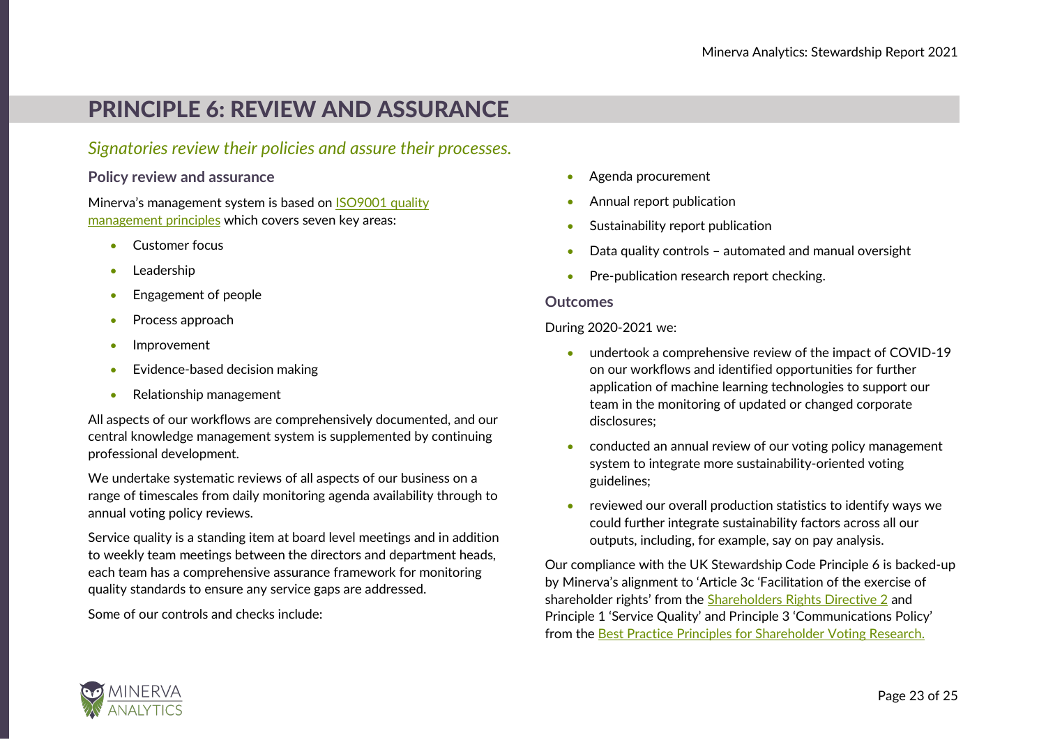# PRINCIPLE 6: REVIEW AND ASSURANCE

*Signatories review their policies and assure their processes.*

### Policy review and assurance

Minerva's management system is based on [ISO9001 quality management principles] which covers seven key areas:

- Customer focus
- Leadership
- Engagement of people
- Process approach
- Improvement
- Evidence-based decision making
- Relationship management

All aspects of our workflows are comprehensively documented, and our central knowledge management system is supplemented by continuing professional development.

We undertake systematic reviews of all aspects of our business on a range of timescales from daily monitoring agenda availability through to annual voting policy reviews.

Service quality is a standing item at board level meetings and in addition to weekly team meetings between the directors and department heads, each team has a comprehensive assurance framework for monitoring quality standards to ensure any service gaps are addressed.

Some of our controls and checks include:

- Agenda procurement
- Annual report publication
- Sustainability report publication
- Data quality controls – automated and manual oversight
- Pre-publication research report checking.

### Outcomes

During 2020-2021 we:

- undertook a comprehensive review of the impact of COVID-19 on our workflows and identified opportunities for further application of machine learning technologies to support our team in the monitoring of updated or changed corporate disclosures;
- conducted an annual review of our voting policy management system to integrate more sustainability-oriented voting guidelines;
- reviewed our overall production statistics to identify ways we could further integrate sustainability factors across all our outputs, including, for example, say on pay analysis.

Our compliance with the UK Stewardship Code Principle 6 is backed-up by Minerva's alignment to 'Article 3c 'Facilitation of the exercise of shareholder rights' from the [Shareholders Rights Directive 2] and Principle 1 'Service Quality' and Principle 3 'Communications Policy' from the [Best Practice Principles for Shareholder Voting Research.]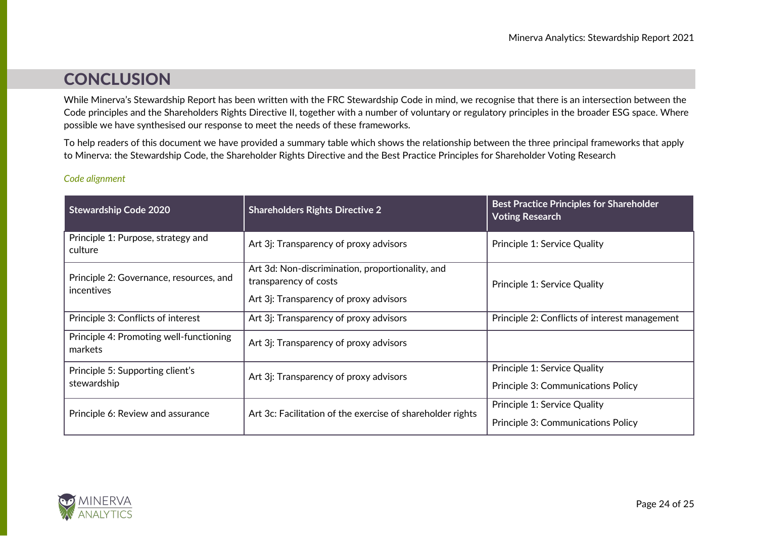# CONCLUSION

While Minerva's Stewardship Report has been written with the FRC Stewardship Code in mind, we recognise that there is an intersection between the Code principles and the Shareholders Rights Directive II, together with a number of voluntary or regulatory principles in the broader ESG space. Where possible we have synthesised our response to meet the needs of these frameworks.

To help readers of this document we have provided a summary table which shows the relationship between the three principal frameworks that apply to Minerva: the Stewardship Code, the Shareholder Rights Directive and the Best Practice Principles for Shareholder Voting Research

*Code alignment*

| Stewardship Code 2020 | Shareholders Rights Directive 2 | Best Practice Principles for Shareholder Voting Research |
| --- | --- | --- |
| Principle 1: Purpose, strategy and culture | Art 3j: Transparency of proxy advisors | Principle 1: Service Quality |
| Principle 2: Governance, resources, and incentives | Art 3d: Non-discrimination, proportionality, and transparency of costs<br>Art 3j: Transparency of proxy advisors | Principle 1: Service Quality |
| Principle 3: Conflicts of interest | Art 3j: Transparency of proxy advisors | Principle 2: Conflicts of interest management |
| Principle 4: Promoting well-functioning markets | Art 3j: Transparency of proxy advisors | |
| Principle 5: Supporting client's stewardship | Art 3j: Transparency of proxy advisors | Principle 1: Service Quality<br>Principle 3: Communications Policy |
| Principle 6: Review and assurance | Art 3c: Facilitation of the exercise of shareholder rights | Principle 1: Service Quality<br>Principle 3: Communications Policy |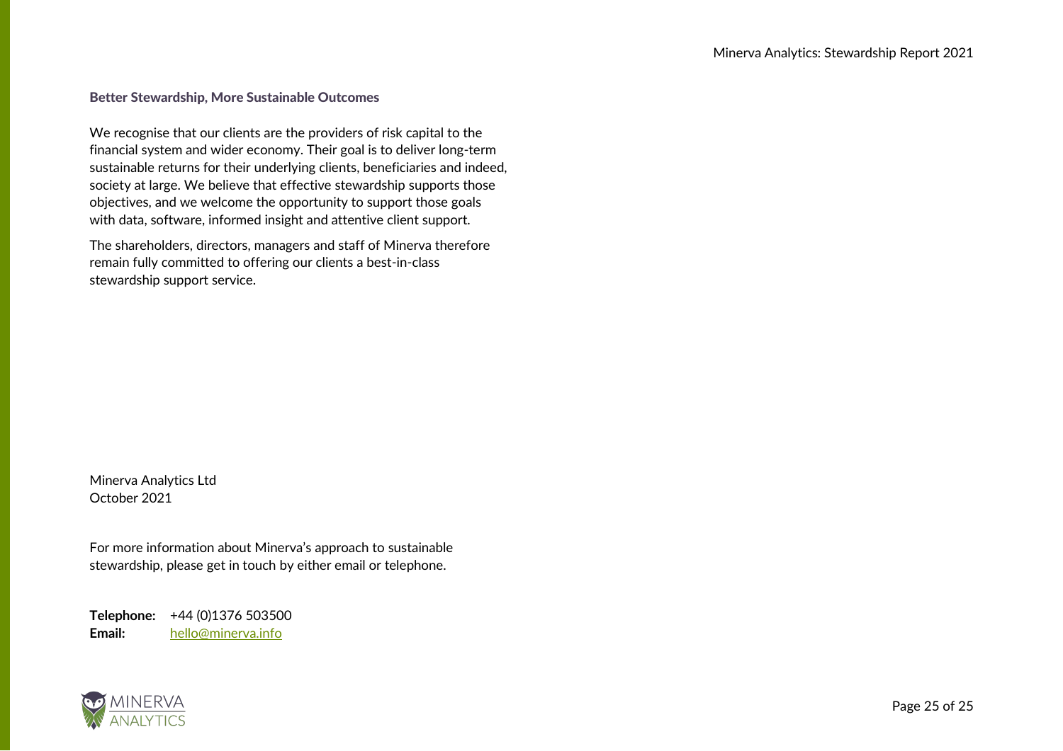## Better Stewardship, More Sustainable Outcomes

We recognise that our clients are the providers of risk capital to the financial system and wider economy. Their goal is to deliver long-term sustainable returns for their underlying clients, beneficiaries and indeed, society at large. We believe that effective stewardship supports those objectives, and we welcome the opportunity to support those goals with data, software, informed insight and attentive client support.

The shareholders, directors, managers and staff of Minerva therefore remain fully committed to offering our clients a best-in-class stewardship support service.

Minerva Analytics Ltd
October 2021

For more information about Minerva's approach to sustainable stewardship, please get in touch by either email or telephone.

**Telephone:** +44 (0)1376 503500
**Email:** hello@minerva.info

MINERVA ANALYTICS